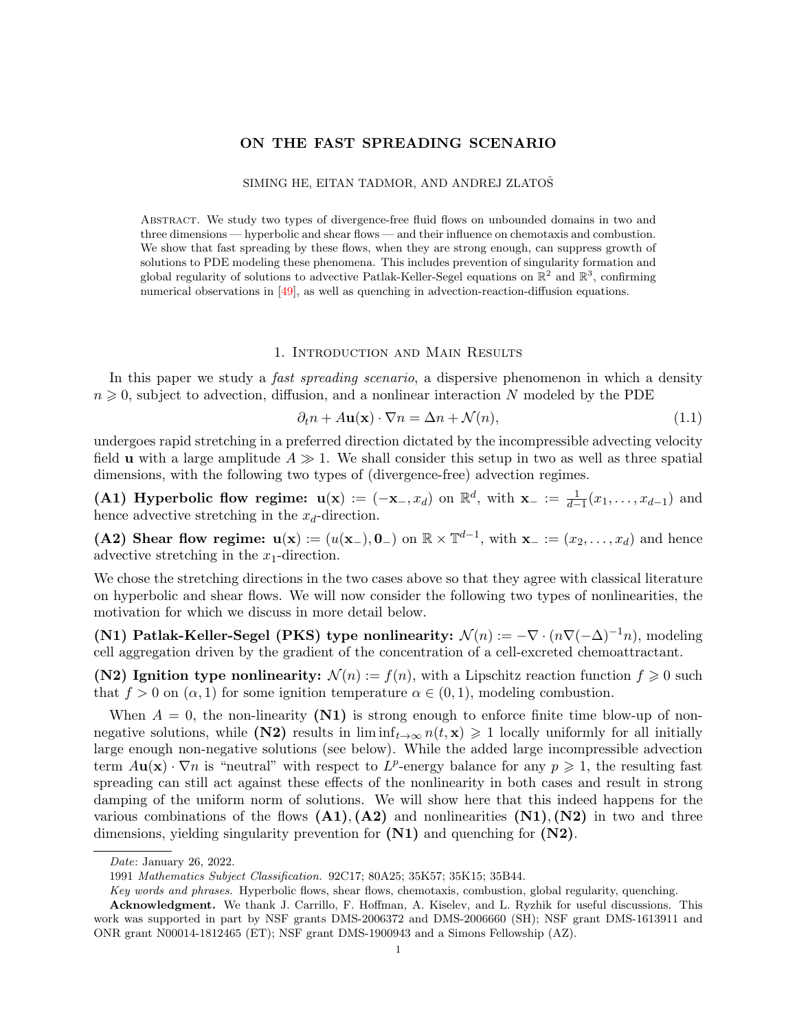# ON THE FAST SPREADING SCENARIO

SIMING HE, EITAN TADMOR, AND ANDREJ ZLATOŠ

Abstract. We study two types of divergence-free fluid flows on unbounded domains in two and three dimensions — hyperbolic and shear flows — and their influence on chemotaxis and combustion. We show that fast spreading by these flows, when they are strong enough, can suppress growth of solutions to PDE modeling these phenomena. This includes prevention of singularity formation and global regularity of solutions to advective Patlak-Keller-Segel equations on $\mathbb{R}^2$ and $\mathbb{R}^3$, confirming numerical observations in [49], as well as quenching in advection-reaction-diffusion equations.

## 1. Introduction and Main Results

In this paper we study a *fast spreading scenario*, a dispersive phenomenon in which a density $n \geqslant 0$, subject to advection, diffusion, and a nonlinear interaction $N$ modeled by the PDE

$$\partial_t n + A\mathbf{u}(\mathbf{x}) \cdot \nabla n = \Delta n + \mathcal{N}(n), \tag{1.1}$$

undergoes rapid stretching in a preferred direction dictated by the incompressible advecting velocity field $\mathbf{u}$ with a large amplitude $A \gg 1$. We shall consider this setup in two as well as three spatial dimensions, with the following two types of (divergence-free) advection regimes.

**(A1) Hyperbolic flow regime:** $\mathbf{u}(\mathbf{x}) := (-\mathbf{x}_-, x_d)$ on $\mathbb{R}^d$, with $\mathbf{x}_- := \frac{1}{d-1}(x_1, \ldots, x_{d-1})$ and hence advective stretching in the $x_d$-direction.

**(A2) Shear flow regime:** $\mathbf{u}(\mathbf{x}) := (u(\mathbf{x}_-), \mathbf{0}_-)$ on $\mathbb{R} \times \mathbb{T}^{d-1}$, with $\mathbf{x}_- := (x_2, \ldots, x_d)$ and hence advective stretching in the $x_1$-direction.

We chose the stretching directions in the two cases above so that they agree with classical literature on hyperbolic and shear flows. We will now consider the following two types of nonlinearities, the motivation for which we discuss in more detail below.

**(N1) Patlak-Keller-Segel (PKS) type nonlinearity:** $\mathcal{N}(n) := -\nabla \cdot (n\nabla(-\Delta)^{-1}n)$, modeling cell aggregation driven by the gradient of the concentration of a cell-excreted chemoattractant.

**(N2) Ignition type nonlinearity:** $\mathcal{N}(n) := f(n)$, with a Lipschitz reaction function $f \geqslant 0$ such that $f > 0$ on $(\alpha, 1)$ for some ignition temperature $\alpha \in (0, 1)$, modeling combustion.

When $A = 0$, the non-linearity **(N1)** is strong enough to enforce finite time blow-up of non-negative solutions, while **(N2)** results in $\liminf_{t\to\infty} n(t, \mathbf{x}) \geqslant 1$ locally uniformly for all initially large enough non-negative solutions (see below). While the added large incompressible advection term $A\mathbf{u}(\mathbf{x}) \cdot \nabla n$ is "neutral" with respect to $L^p$-energy balance for any $p \geqslant 1$, the resulting fast spreading can still act against these effects of the nonlinearity in both cases and result in strong damping of the uniform norm of solutions. We will show here that this indeed happens for the various combinations of the flows **(A1)**, **(A2)** and nonlinearities **(N1)**, **(N2)** in two and three dimensions, yielding singularity prevention for **(N1)** and quenching for **(N2)**.

---

*Date*: January 26, 2022.

1991 *Mathematics Subject Classification.* 92C17; 80A25; 35K57; 35K15; 35B44.

*Key words and phrases.* Hyperbolic flows, shear flows, chemotaxis, combustion, global regularity, quenching.

**Acknowledgment.** We thank J. Carrillo, F. Hoffman, A. Kiselev, and L. Ryzhik for useful discussions. This work was supported in part by NSF grants DMS-2006372 and DMS-2006660 (SH); NSF grant DMS-1613911 and ONR grant N00014-1812465 (ET); NSF grant DMS-1900943 and a Simons Fellowship (AZ).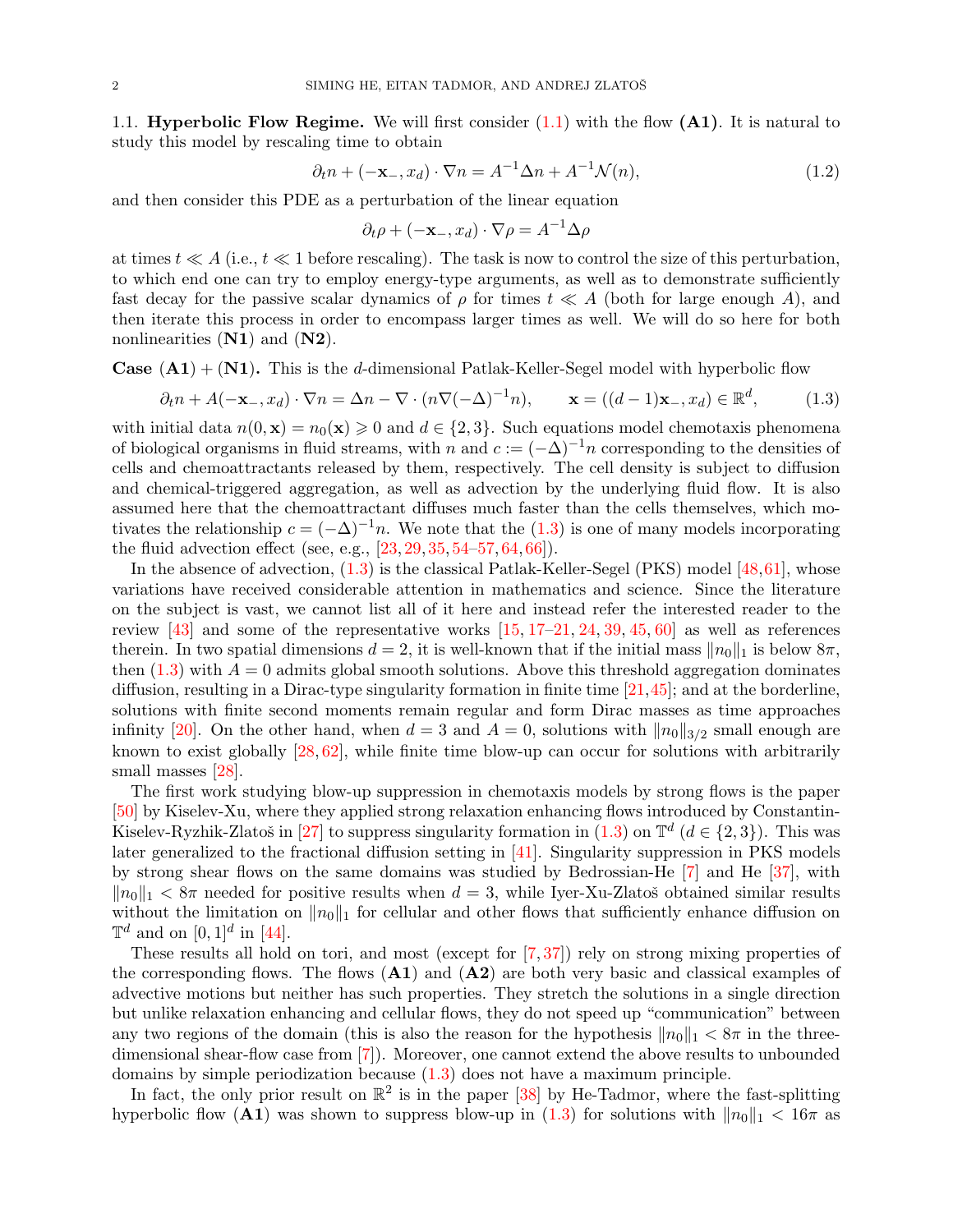### 1.1. **Hyperbolic Flow Regime.**

We will first consider (1.1) with the flow **(A1)**. It is natural to study this model by rescaling time to obtain

$$\partial_t n + (-\mathbf{x}_-, x_d) \cdot \nabla n = A^{-1} \Delta n + A^{-1} \mathcal{N}(n), \tag{1.2}$$

and then consider this PDE as a perturbation of the linear equation

$$\partial_t \rho + (-\mathbf{x}_-, x_d) \cdot \nabla \rho = A^{-1} \Delta \rho$$

at times $t \ll A$ (i.e., $t \ll 1$ before rescaling). The task is now to control the size of this perturbation, to which end one can try to employ energy-type arguments, as well as to demonstrate sufficiently fast decay for the passive scalar dynamics of $\rho$ for times $t \ll A$ (both for large enough $A$), and then iterate this process in order to encompass larger times as well. We will do so here for both nonlinearities (**N1**) and (**N2**).

**Case (A1) + (N1).** This is the $d$-dimensional Patlak-Keller-Segel model with hyperbolic flow

$$\partial_t n + A(-\mathbf{x}_-, x_d) \cdot \nabla n = \Delta n - \nabla \cdot (n \nabla (-\Delta)^{-1} n), \qquad \mathbf{x} = ((d-1)\mathbf{x}_-, x_d) \in \mathbb{R}^d, \tag{1.3}$$

with initial data $n(0, \mathbf{x}) = n_0(\mathbf{x}) \geqslant 0$ and $d \in \{2, 3\}$. Such equations model chemotaxis phenomena of biological organisms in fluid streams, with $n$ and $c := (-\Delta)^{-1} n$ corresponding to the densities of cells and chemoattractants released by them, respectively. The cell density is subject to diffusion and chemical-triggered aggregation, as well as advection by the underlying fluid flow. It is also assumed here that the chemoattractant diffuses much faster than the cells themselves, which motivates the relationship $c = (-\Delta)^{-1} n$. We note that the (1.3) is one of many models incorporating the fluid advection effect (see, e.g., [23, 29, 35, 54–57, 64, 66]).

In the absence of advection, (1.3) is the classical Patlak-Keller-Segel (PKS) model [48, 61], whose variations have received considerable attention in mathematics and science. Since the literature on the subject is vast, we cannot list all of it here and instead refer the interested reader to the review [43] and some of the representative works [15, 17–21, 24, 39, 45, 60] as well as references therein. In two spatial dimensions $d = 2$, it is well-known that if the initial mass $\|n_0\|_1$ is below $8\pi$, then (1.3) with $A = 0$ admits global smooth solutions. Above this threshold aggregation dominates diffusion, resulting in a Dirac-type singularity formation in finite time [21, 45]; and at the borderline, solutions with finite second moments remain regular and form Dirac masses as time approaches infinity [20]. On the other hand, when $d = 3$ and $A = 0$, solutions with $\|n_0\|_{3/2}$ small enough are known to exist globally [28, 62], while finite time blow-up can occur for solutions with arbitrarily small masses [28].

The first work studying blow-up suppression in chemotaxis models by strong flows is the paper [50] by Kiselev-Xu, where they applied strong relaxation enhancing flows introduced by Constantin-Kiselev-Ryzhik-Zlatoš in [27] to suppress singularity formation in (1.3) on $\mathbb{T}^d$ ($d \in \{2, 3\}$). This was later generalized to the fractional diffusion setting in [41]. Singularity suppression in PKS models by strong shear flows on the same domains was studied by Bedrossian-He [7] and He [37], with $\|n_0\|_1 < 8\pi$ needed for positive results when $d = 3$, while Iyer-Xu-Zlatoš obtained similar results without the limitation on $\|n_0\|_1$ for cellular and other flows that sufficiently enhance diffusion on $\mathbb{T}^d$ and on $[0, 1]^d$ in [44].

These results all hold on tori, and most (except for [7, 37]) rely on strong mixing properties of the corresponding flows. The flows (**A1**) and (**A2**) are both very basic and classical examples of advective motions but neither has such properties. They stretch the solutions in a single direction but unlike relaxation enhancing and cellular flows, they do not speed up "communication" between any two regions of the domain (this is also the reason for the hypothesis $\|n_0\|_1 < 8\pi$ in the three-dimensional shear-flow case from [7]). Moreover, one cannot extend the above results to unbounded domains by simple periodization because (1.3) does not have a maximum principle.

In fact, the only prior result on $\mathbb{R}^2$ is in the paper [38] by He-Tadmor, where the fast-splitting hyperbolic flow (**A1**) was shown to suppress blow-up in (1.3) for solutions with $\|n_0\|_1 < 16\pi$ as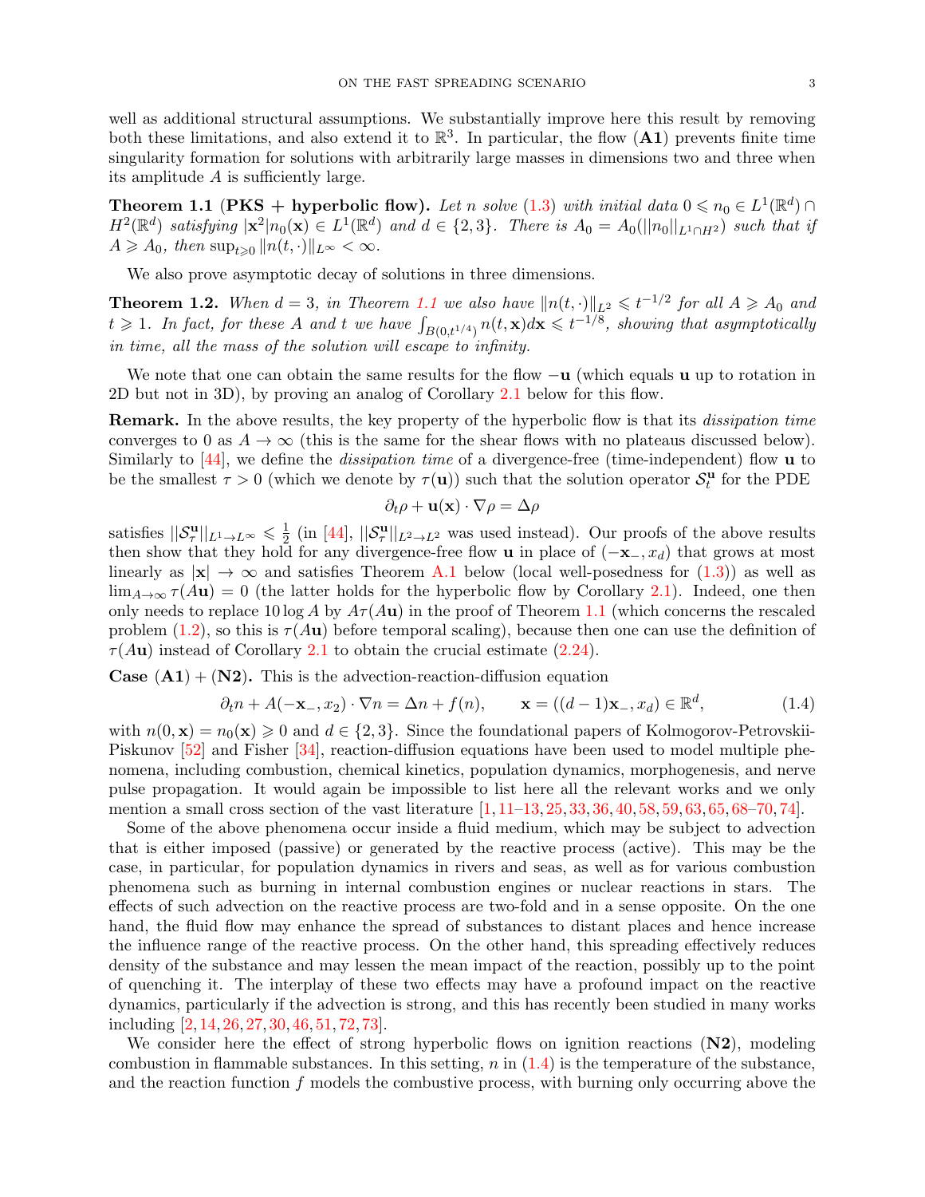well as additional structural assumptions. We substantially improve here this result by removing both these limitations, and also extend it to $\mathbb{R}^3$. In particular, the flow (**A1**) prevents finite time singularity formation for solutions with arbitrarily large masses in dimensions two and three when its amplitude $A$ is sufficiently large.

**Theorem 1.1** (**PKS + hyperbolic flow**). *Let $n$ solve (1.3) with initial data $0 \leqslant n_0 \in L^1(\mathbb{R}^d) \cap H^2(\mathbb{R}^d)$ satisfying $|\mathbf{x}^2| n_0(\mathbf{x}) \in L^1(\mathbb{R}^d)$ and $d \in \{2, 3\}$. There is $A_0 = A_0(\|n_0\|_{L^1 \cap H^2})$ such that if $A \geqslant A_0$, then $\sup_{t \geqslant 0} \|n(t, \cdot)\|_{L^\infty} < \infty$.*

We also prove asymptotic decay of solutions in three dimensions.

**Theorem 1.2.** *When $d = 3$, in Theorem 1.1 we also have $\|n(t, \cdot)\|_{L^2} \leqslant t^{-1/2}$ for all $A \geqslant A_0$ and $t \geqslant 1$. In fact, for these $A$ and $t$ we have $\int_{B(0,t^{1/4})} n(t, \mathbf{x}) d\mathbf{x} \leqslant t^{-1/8}$, showing that asymptotically in time, all the mass of the solution will escape to infinity.*

We note that one can obtain the same results for the flow $-\mathbf{u}$ (which equals $\mathbf{u}$ up to rotation in 2D but not in 3D), by proving an analog of Corollary 2.1 below for this flow.

**Remark.** In the above results, the key property of the hyperbolic flow is that its *dissipation time* converges to 0 as $A \to \infty$ (this is the same for the shear flows with no plateaus discussed below). Similarly to [44], we define the *dissipation time* of a divergence-free (time-independent) flow $\mathbf{u}$ to be the smallest $\tau > 0$ (which we denote by $\tau(\mathbf{u})$) such that the solution operator $\mathcal{S}_t^{\mathbf{u}}$ for the PDE

$$\partial_t \rho + \mathbf{u}(\mathbf{x}) \cdot \nabla \rho = \Delta \rho$$

satisfies $\|\mathcal{S}_\tau^{\mathbf{u}}\|_{L^1 \to L^\infty} \leqslant \frac{1}{2}$ (in [44], $\|\mathcal{S}_\tau^{\mathbf{u}}\|_{L^2 \to L^2}$ was used instead). Our proofs of the above results then show that they hold for any divergence-free flow $\mathbf{u}$ in place of $(-\mathbf{x}_-, x_d)$ that grows at most linearly as $|\mathbf{x}| \to \infty$ and satisfies Theorem A.1 below (local well-posedness for (1.3)) as well as $\lim_{A \to \infty} \tau(A\mathbf{u}) = 0$ (the latter holds for the hyperbolic flow by Corollary 2.1). Indeed, one then only needs to replace $10 \log A$ by $A\tau(A\mathbf{u})$ in the proof of Theorem 1.1 (which concerns the rescaled problem (1.2), so this is $\tau(A\mathbf{u})$ before temporal scaling), because then one can use the definition of $\tau(A\mathbf{u})$ instead of Corollary 2.1 to obtain the crucial estimate (2.24).

**Case (A1) + (N2).** This is the advection-reaction-diffusion equation

$$\partial_t n + A(-\mathbf{x}_-, x_2) \cdot \nabla n = \Delta n + f(n), \qquad \mathbf{x} = ((d-1)\mathbf{x}_-, x_d) \in \mathbb{R}^d, \tag{1.4}$$

with $n(0, \mathbf{x}) = n_0(\mathbf{x}) \geqslant 0$ and $d \in \{2, 3\}$. Since the foundational papers of Kolmogorov-Petrovskii-Piskunov [52] and Fisher [34], reaction-diffusion equations have been used to model multiple phenomena, including combustion, chemical kinetics, population dynamics, morphogenesis, and nerve pulse propagation. It would again be impossible to list here all the relevant works and we only mention a small cross section of the vast literature [1, 11–13, 25, 33, 36, 40, 58, 59, 63, 65, 68–70, 74].

Some of the above phenomena occur inside a fluid medium, which may be subject to advection that is either imposed (passive) or generated by the reactive process (active). This may be the case, in particular, for population dynamics in rivers and seas, as well as for various combustion phenomena such as burning in internal combustion engines or nuclear reactions in stars. The effects of such advection on the reactive process are two-fold and in a sense opposite. On the one hand, the fluid flow may enhance the spread of substances to distant places and hence increase the influence range of the reactive process. On the other hand, this spreading effectively reduces density of the substance and may lessen the mean impact of the reaction, possibly up to the point of quenching it. The interplay of these two effects may have a profound impact on the reactive dynamics, particularly if the advection is strong, and this has recently been studied in many works including [2, 14, 26, 27, 30, 46, 51, 72, 73].

We consider here the effect of strong hyperbolic flows on ignition reactions (**N2**), modeling combustion in flammable substances. In this setting, $n$ in (1.4) is the temperature of the substance, and the reaction function $f$ models the combustive process, with burning only occurring above the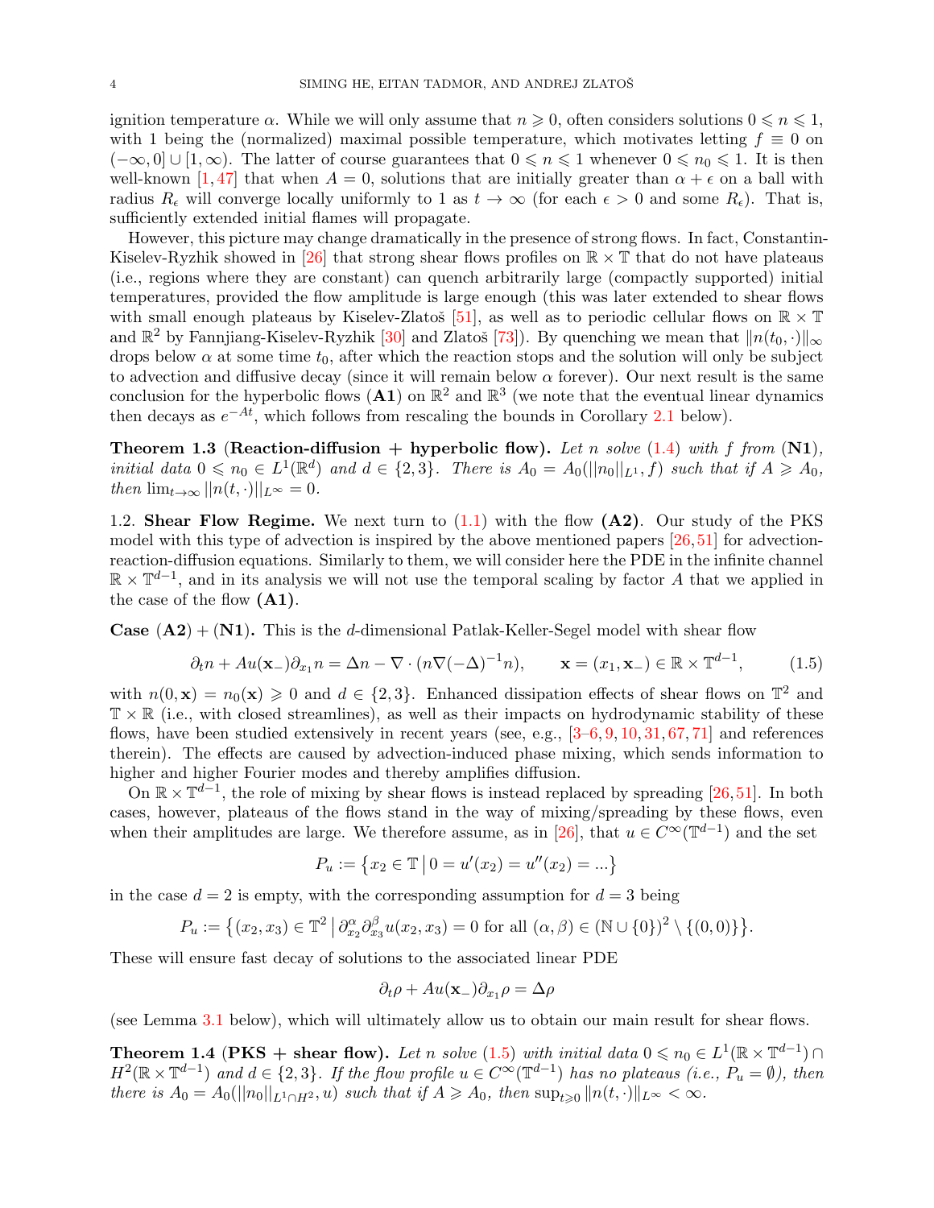ignition temperature $\alpha$. While we will only assume that $n \geqslant 0$, often considers solutions $0 \leqslant n \leqslant 1$, with 1 being the (normalized) maximal possible temperature, which motivates letting $f \equiv 0$ on $(-\infty, 0] \cup [1, \infty)$. The latter of course guarantees that $0 \leqslant n \leqslant 1$ whenever $0 \leqslant n_0 \leqslant 1$. It is then well-known [1, 47] that when $A = 0$, solutions that are initially greater than $\alpha + \epsilon$ on a ball with radius $R_\epsilon$ will converge locally uniformly to 1 as $t \to \infty$ (for each $\epsilon > 0$ and some $R_\epsilon$). That is, sufficiently extended initial flames will propagate.

However, this picture may change dramatically in the presence of strong flows. In fact, Constantin-Kiselev-Ryzhik showed in [26] that strong shear flows profiles on $\mathbb{R} \times \mathbb{T}$ that do not have plateaus (i.e., regions where they are constant) can quench arbitrarily large (compactly supported) initial temperatures, provided the flow amplitude is large enough (this was later extended to shear flows with small enough plateaus by Kiselev-Zlatoš [51], as well as to periodic cellular flows on $\mathbb{R} \times \mathbb{T}$ and $\mathbb{R}^2$ by Fannjiang-Kiselev-Ryzhik [30] and Zlatoš [73]). By quenching we mean that $\|n(t_0, \cdot)\|_\infty$ drops below $\alpha$ at some time $t_0$, after which the reaction stops and the solution will only be subject to advection and diffusive decay (since it will remain below $\alpha$ forever). Our next result is the same conclusion for the hyperbolic flows (**A1**) on $\mathbb{R}^2$ and $\mathbb{R}^3$ (we note that the eventual linear dynamics then decays as $e^{-At}$, which follows from rescaling the bounds in Corollary 2.1 below).

**Theorem 1.3** (**Reaction-diffusion + hyperbolic flow).** *Let $n$ solve (1.4) with $f$ from (**N1**), initial data $0 \leqslant n_0 \in L^1(\mathbb{R}^d)$ and $d \in \{2, 3\}$. There is $A_0 = A_0(||n_0||_{L^1}, f)$ such that if $A \geqslant A_0$, then $\lim_{t\to\infty} ||n(t, \cdot)||_{L^\infty} = 0$.*

## 1.2. Shear Flow Regime.

We next turn to (1.1) with the flow **(A2)**. Our study of the PKS model with this type of advection is inspired by the above mentioned papers [26, 51] for advection-reaction-diffusion equations. Similarly to them, we will consider here the PDE in the infinite channel $\mathbb{R} \times \mathbb{T}^{d-1}$, and in its analysis we will not use the temporal scaling by factor $A$ that we applied in the case of the flow **(A1)**.

**Case (A2) + (N1).** This is the $d$-dimensional Patlak-Keller-Segel model with shear flow

$$\partial_t n + Au(\mathbf{x}_-)\partial_{x_1} n = \Delta n - \nabla \cdot (n\nabla(-\Delta)^{-1}n), \qquad \mathbf{x} = (x_1, \mathbf{x}_-) \in \mathbb{R} \times \mathbb{T}^{d-1}, \tag{1.5}$$

with $n(0, \mathbf{x}) = n_0(\mathbf{x}) \geqslant 0$ and $d \in \{2, 3\}$. Enhanced dissipation effects of shear flows on $\mathbb{T}^2$ and $\mathbb{T} \times \mathbb{R}$ (i.e., with closed streamlines), as well as their impacts on hydrodynamic stability of these flows, have been studied extensively in recent years (see, e.g., [3–6, 9, 10, 31, 67, 71] and references therein). The effects are caused by advection-induced phase mixing, which sends information to higher and higher Fourier modes and thereby amplifies diffusion.

On $\mathbb{R} \times \mathbb{T}^{d-1}$, the role of mixing by shear flows is instead replaced by spreading [26, 51]. In both cases, however, plateaus of the flows stand in the way of mixing/spreading by these flows, even when their amplitudes are large. We therefore assume, as in [26], that $u \in C^\infty(\mathbb{T}^{d-1})$ and the set

$$P_u := \{x_2 \in \mathbb{T} \,|\, 0 = u'(x_2) = u''(x_2) = \ldots\}$$

in the case $d = 2$ is empty, with the corresponding assumption for $d = 3$ being

$$P_u := \{(x_2, x_3) \in \mathbb{T}^2 \,|\, \partial_{x_2}^\alpha \partial_{x_3}^\beta u(x_2, x_3) = 0 \text{ for all } (\alpha, \beta) \in (\mathbb{N} \cup \{0\})^2 \setminus \{(0, 0)\}\}.$$

These will ensure fast decay of solutions to the associated linear PDE

$$\partial_t \rho + Au(\mathbf{x}_-)\partial_{x_1}\rho = \Delta\rho$$

(see Lemma 3.1 below), which will ultimately allow us to obtain our main result for shear flows.

**Theorem 1.4** (**PKS + shear flow).** *Let $n$ solve (1.5) with initial data $0 \leqslant n_0 \in L^1(\mathbb{R} \times \mathbb{T}^{d-1}) \cap H^2(\mathbb{R} \times \mathbb{T}^{d-1})$ and $d \in \{2, 3\}$. If the flow profile $u \in C^\infty(\mathbb{T}^{d-1})$ has no plateaus (i.e., $P_u = \emptyset$), then there is $A_0 = A_0(||n_0||_{L^1 \cap H^2}, u)$ such that if $A \geqslant A_0$, then $\sup_{t\geqslant 0} \|n(t, \cdot)\|_{L^\infty} < \infty$.*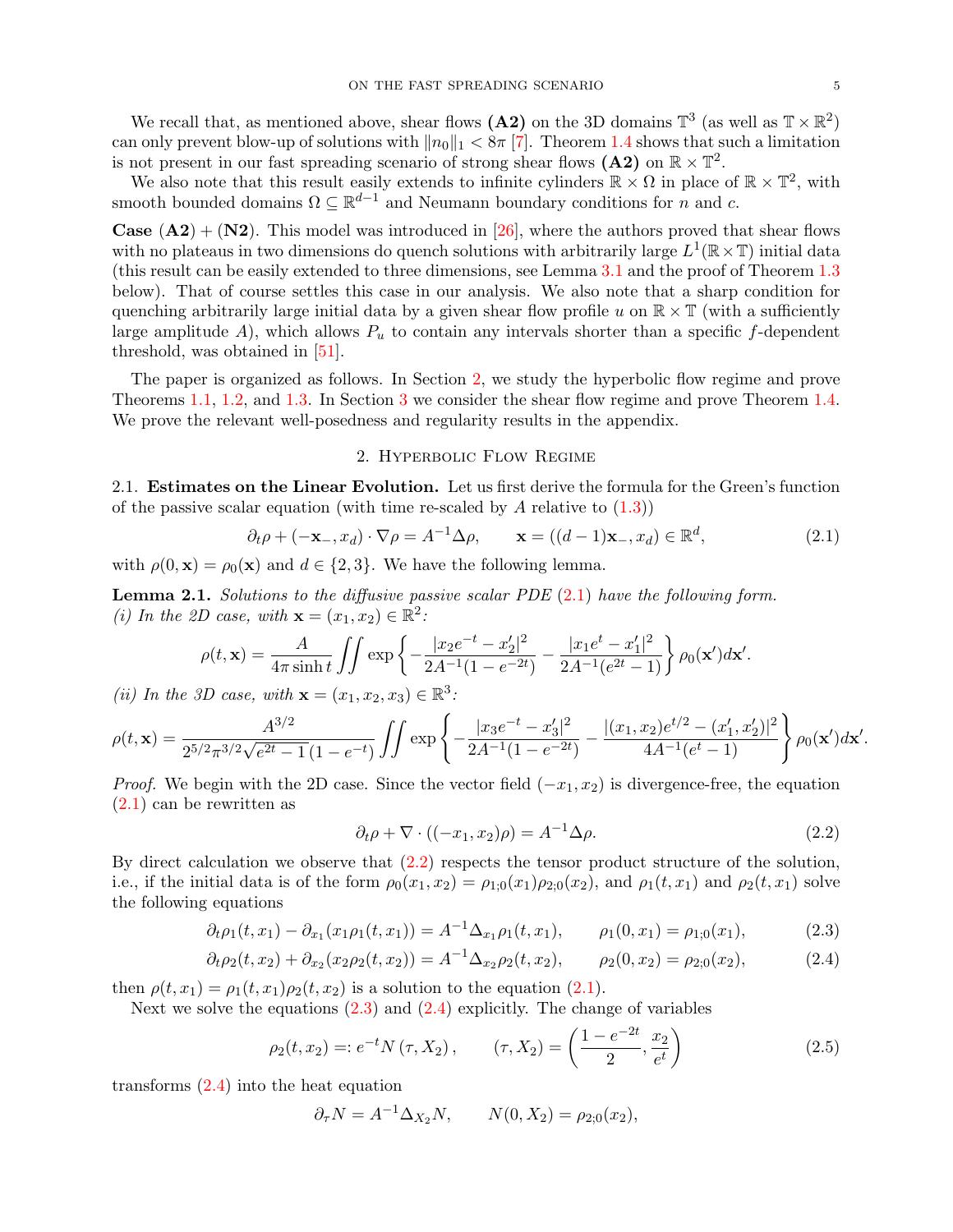We recall that, as mentioned above, shear flows **(A2)** on the 3D domains $\mathbb{T}^3$ (as well as $\mathbb{T}\times\mathbb{R}^2$) can only prevent blow-up of solutions with $\|n_0\|_1 < 8\pi$ [7]. Theorem 1.4 shows that such a limitation is not present in our fast spreading scenario of strong shear flows **(A2)** on $\mathbb{R}\times\mathbb{T}^2$.

We also note that this result easily extends to infinite cylinders $\mathbb{R}\times\Omega$ in place of $\mathbb{R}\times\mathbb{T}^2$, with smooth bounded domains $\Omega\subseteq\mathbb{R}^{d-1}$ and Neumann boundary conditions for $n$ and $c$.

**Case (A2) + (N2).** This model was introduced in [26], where the authors proved that shear flows with no plateaus in two dimensions do quench solutions with arbitrarily large $L^1(\mathbb{R}\times\mathbb{T})$ initial data (this result can be easily extended to three dimensions, see Lemma 3.1 and the proof of Theorem 1.3 below). That of course settles this case in our analysis. We also note that a sharp condition for quenching arbitrarily large initial data by a given shear flow profile $u$ on $\mathbb{R}\times\mathbb{T}$ (with a sufficiently large amplitude $A$), which allows $P_u$ to contain any intervals shorter than a specific $f$-dependent threshold, was obtained in [51].

The paper is organized as follows. In Section 2, we study the hyperbolic flow regime and prove Theorems 1.1, 1.2, and 1.3. In Section 3 we consider the shear flow regime and prove Theorem 1.4. We prove the relevant well-posedness and regularity results in the appendix.

## 2. Hyperbolic Flow Regime

### 2.1. Estimates on the Linear Evolution.

Let us first derive the formula for the Green's function of the passive scalar equation (with time re-scaled by $A$ relative to (1.3))

$$\partial_t\rho + (-\mathbf{x}_-, x_d)\cdot\nabla\rho = A^{-1}\Delta\rho, \qquad \mathbf{x} = ((d-1)\mathbf{x}_-, x_d)\in\mathbb{R}^d, \tag{2.1}$$

with $\rho(0,\mathbf{x}) = \rho_0(\mathbf{x})$ and $d\in\{2,3\}$. We have the following lemma.

**Lemma 2.1.** *Solutions to the diffusive passive scalar PDE (2.1) have the following form.*
*(i) In the 2D case, with $\mathbf{x} = (x_1,x_2)\in\mathbb{R}^2$:*

$$\rho(t,\mathbf{x}) = \frac{A}{4\pi\sinh t}\iint \exp\left\{-\frac{|x_2e^{-t}-x_2'|^2}{2A^{-1}(1-e^{-2t})} - \frac{|x_1e^{t}-x_1'|^2}{2A^{-1}(e^{2t}-1)}\right\}\rho_0(\mathbf{x}')d\mathbf{x}'.$$

*(ii) In the 3D case, with $\mathbf{x} = (x_1,x_2,x_3)\in\mathbb{R}^3$:*

$$\rho(t,\mathbf{x}) = \frac{A^{3/2}}{2^{5/2}\pi^{3/2}\sqrt{e^{2t}-1}\,(1-e^{-t})}\iint \exp\left\{-\frac{|x_3e^{-t}-x_3'|^2}{2A^{-1}(1-e^{-2t})} - \frac{|(x_1,x_2)e^{t/2}-(x_1',x_2')|^2}{4A^{-1}(e^{t}-1)}\right\}\rho_0(\mathbf{x}')d\mathbf{x}'.$$

*Proof.* We begin with the 2D case. Since the vector field $(-x_1,x_2)$ is divergence-free, the equation (2.1) can be rewritten as

$$\partial_t\rho + \nabla\cdot((-x_1,x_2)\rho) = A^{-1}\Delta\rho. \tag{2.2}$$

By direct calculation we observe that (2.2) respects the tensor product structure of the solution, i.e., if the initial data is of the form $\rho_0(x_1,x_2) = \rho_{1;0}(x_1)\rho_{2;0}(x_2)$, and $\rho_1(t,x_1)$ and $\rho_2(t,x_1)$ solve the following equations

$$\partial_t\rho_1(t,x_1) - \partial_{x_1}(x_1\rho_1(t,x_1)) = A^{-1}\Delta_{x_1}\rho_1(t,x_1), \qquad \rho_1(0,x_1) = \rho_{1;0}(x_1), \tag{2.3}$$

$$\partial_t\rho_2(t,x_2) + \partial_{x_2}(x_2\rho_2(t,x_2)) = A^{-1}\Delta_{x_2}\rho_2(t,x_2), \qquad \rho_2(0,x_2) = \rho_{2;0}(x_2), \tag{2.4}$$

then $\rho(t,x_1) = \rho_1(t,x_1)\rho_2(t,x_2)$ is a solution to the equation (2.1).

Next we solve the equations (2.3) and (2.4) explicitly. The change of variables

$$\rho_2(t,x_2) =: e^{-t}N(\tau,X_2), \qquad (\tau,X_2) = \left(\frac{1-e^{-2t}}{2}, \frac{x_2}{e^t}\right) \tag{2.5}$$

transforms (2.4) into the heat equation

$$\partial_\tau N = A^{-1}\Delta_{X_2}N, \qquad N(0,X_2) = \rho_{2;0}(x_2),$$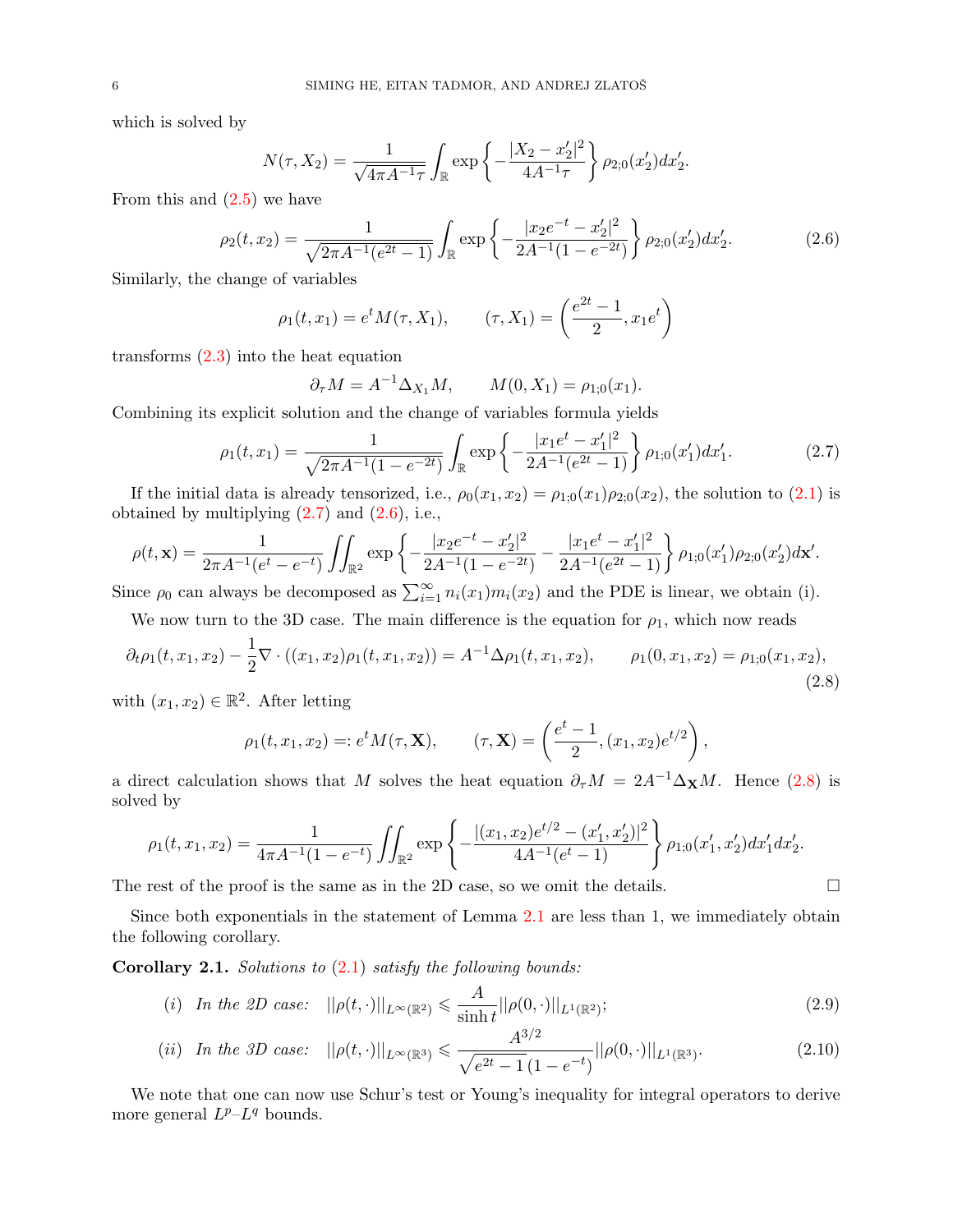which is solved by

$$N(\tau, X_2) = \frac{1}{\sqrt{4\pi A^{-1}\tau}} \int_{\mathbb{R}} \exp\left\{-\frac{|X_2 - x_2'|^2}{4A^{-1}\tau}\right\} \rho_{2;0}(x_2')dx_2'.$$

From this and (2.5) we have

$$\rho_2(t, x_2) = \frac{1}{\sqrt{2\pi A^{-1}(e^{2t}-1)}} \int_{\mathbb{R}} \exp\left\{-\frac{|x_2 e^{-t} - x_2'|^2}{2A^{-1}(1-e^{-2t})}\right\} \rho_{2;0}(x_2')dx_2'. \tag{2.6}$$

Similarly, the change of variables

$$\rho_1(t, x_1) = e^t M(\tau, X_1), \qquad (\tau, X_1) = \left(\frac{e^{2t}-1}{2}, x_1 e^t\right)$$

transforms (2.3) into the heat equation

$$\partial_\tau M = A^{-1}\Delta_{X_1} M, \qquad M(0, X_1) = \rho_{1;0}(x_1).$$

Combining its explicit solution and the change of variables formula yields

$$\rho_1(t, x_1) = \frac{1}{\sqrt{2\pi A^{-1}(1-e^{-2t})}} \int_{\mathbb{R}} \exp\left\{-\frac{|x_1 e^t - x_1'|^2}{2A^{-1}(e^{2t}-1)}\right\} \rho_{1;0}(x_1')dx_1'. \tag{2.7}$$

If the initial data is already tensorized, i.e., $\rho_0(x_1, x_2) = \rho_{1;0}(x_1)\rho_{2;0}(x_2)$, the solution to (2.1) is obtained by multiplying (2.7) and (2.6), i.e.,

$$\rho(t, \mathbf{x}) = \frac{1}{2\pi A^{-1}(e^t - e^{-t})} \iint_{\mathbb{R}^2} \exp\left\{-\frac{|x_2 e^{-t} - x_2'|^2}{2A^{-1}(1-e^{-2t})} - \frac{|x_1 e^t - x_1'|^2}{2A^{-1}(e^{2t}-1)}\right\} \rho_{1;0}(x_1')\rho_{2;0}(x_2')d\mathbf{x}'.$$

Since $\rho_0$ can always be decomposed as $\sum_{i=1}^\infty n_i(x_1)m_i(x_2)$ and the PDE is linear, we obtain (i).

We now turn to the 3D case. The main difference is the equation for $\rho_1$, which now reads

$$\partial_t \rho_1(t, x_1, x_2) - \frac{1}{2}\nabla\cdot((x_1, x_2)\rho_1(t, x_1, x_2)) = A^{-1}\Delta\rho_1(t, x_1, x_2), \qquad \rho_1(0, x_1, x_2) = \rho_{1;0}(x_1, x_2), \tag{2.8}$$

with $(x_1, x_2) \in \mathbb{R}^2$. After letting

$$\rho_1(t, x_1, x_2) =: e^t M(\tau, \mathbf{X}), \qquad (\tau, \mathbf{X}) = \left(\frac{e^t - 1}{2}, (x_1, x_2)e^{t/2}\right),$$

a direct calculation shows that $M$ solves the heat equation $\partial_\tau M = 2A^{-1}\Delta_{\mathbf{X}} M$. Hence (2.8) is solved by

$$\rho_1(t, x_1, x_2) = \frac{1}{4\pi A^{-1}(1-e^{-t})} \iint_{\mathbb{R}^2} \exp\left\{-\frac{|(x_1, x_2)e^{t/2} - (x_1', x_2')|^2}{4A^{-1}(e^t - 1)}\right\} \rho_{1;0}(x_1', x_2')dx_1'dx_2'.$$

The rest of the proof is the same as in the 2D case, so we omit the details. $\square$

Since both exponentials in the statement of Lemma 2.1 are less than 1, we immediately obtain the following corollary.

**Corollary 2.1.** *Solutions to* (2.1) *satisfy the following bounds:*

$$(i)\ \ \textit{In the 2D case:}\quad ||\rho(t,\cdot)||_{L^\infty(\mathbb{R}^2)} \leqslant \frac{A}{\sinh t}||\rho(0,\cdot)||_{L^1(\mathbb{R}^2)}; \tag{2.9}$$

$$(ii)\ \ \textit{In the 3D case:}\quad ||\rho(t,\cdot)||_{L^\infty(\mathbb{R}^3)} \leqslant \frac{A^{3/2}}{\sqrt{e^{2t}-1}\,(1-e^{-t})}||\rho(0,\cdot)||_{L^1(\mathbb{R}^3)}. \tag{2.10}$$

We note that one can now use Schur's test or Young's inequality for integral operators to derive more general $L^p$–$L^q$ bounds.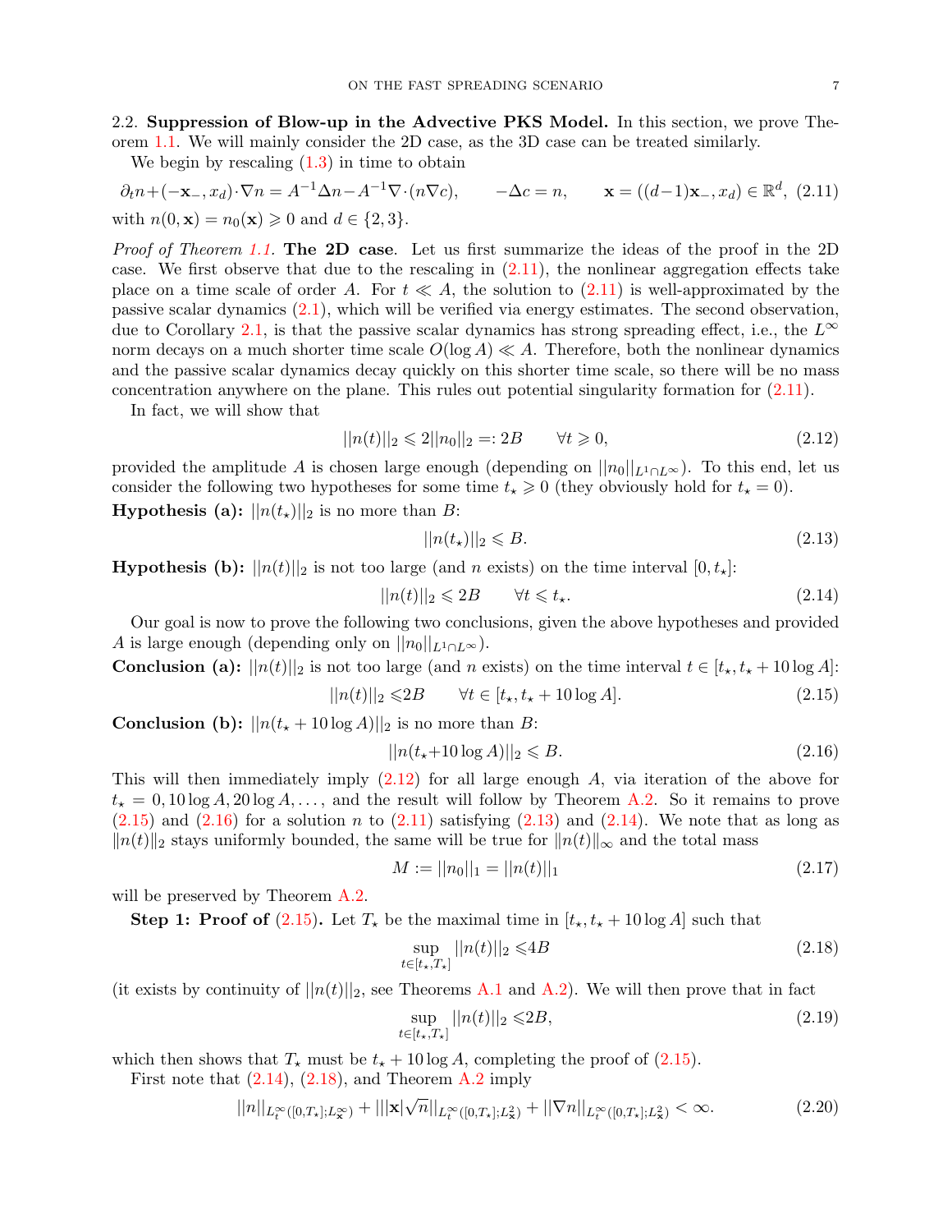**2.2. Suppression of Blow-up in the Advective PKS Model.** In this section, we prove Theorem 1.1. We will mainly consider the 2D case, as the 3D case can be treated similarly.

We begin by rescaling (1.3) in time to obtain

$$\partial_t n + (-\mathbf{x}_-, x_d)\cdot\nabla n = A^{-1}\Delta n - A^{-1}\nabla\cdot(n\nabla c), \qquad -\Delta c = n, \qquad \mathbf{x} = ((d-1)\mathbf{x}_-, x_d) \in \mathbb{R}^d, \tag{2.11}$$

with $n(0,\mathbf{x}) = n_0(\mathbf{x}) \geqslant 0$ and $d \in \{2,3\}$.

*Proof of Theorem 1.1.* **The 2D case**. Let us first summarize the ideas of the proof in the 2D case. We first observe that due to the rescaling in (2.11), the nonlinear aggregation effects take place on a time scale of order $A$. For $t \ll A$, the solution to (2.11) is well-approximated by the passive scalar dynamics (2.1), which will be verified via energy estimates. The second observation, due to Corollary 2.1, is that the passive scalar dynamics has strong spreading effect, i.e., the $L^\infty$ norm decays on a much shorter time scale $O(\log A) \ll A$. Therefore, both the nonlinear dynamics and the passive scalar dynamics decay quickly on this shorter time scale, so there will be no mass concentration anywhere on the plane. This rules out potential singularity formation for (2.11).

In fact, we will show that

$$||n(t)||_2 \leqslant 2||n_0||_2 =: 2B \qquad \forall t \geqslant 0, \tag{2.12}$$

provided the amplitude $A$ is chosen large enough (depending on $||n_0||_{L^1\cap L^\infty}$). To this end, let us consider the following two hypotheses for some time $t_\star \geqslant 0$ (they obviously hold for $t_\star = 0$).

**Hypothesis (a):** $||n(t_\star)||_2$ is no more than $B$:

$$||n(t_\star)||_2 \leqslant B. \tag{2.13}$$

**Hypothesis (b):** $||n(t)||_2$ is not too large (and $n$ exists) on the time interval $[0, t_\star]$:

$$||n(t)||_2 \leqslant 2B \qquad \forall t \leqslant t_\star. \tag{2.14}$$

Our goal is now to prove the following two conclusions, given the above hypotheses and provided $A$ is large enough (depending only on $||n_0||_{L^1\cap L^\infty}$).

**Conclusion (a):** $||n(t)||_2$ is not too large (and $n$ exists) on the time interval $t \in [t_\star, t_\star + 10\log A]$:

$$||n(t)||_2 \leqslant 2B \qquad \forall t \in [t_\star, t_\star + 10\log A]. \tag{2.15}$$

**Conclusion (b):** $||n(t_\star + 10\log A)||_2$ is no more than $B$:

$$||n(t_\star + 10\log A)||_2 \leqslant B. \tag{2.16}$$

This will then immediately imply (2.12) for all large enough $A$, via iteration of the above for $t_\star = 0, 10\log A, 20\log A, \dots$, and the result will follow by Theorem A.2. So it remains to prove (2.15) and (2.16) for a solution $n$ to (2.11) satisfying (2.13) and (2.14). We note that as long as $\|n(t)\|_2$ stays uniformly bounded, the same will be true for $\|n(t)\|_\infty$ and the total mass

$$M := ||n_0||_1 = ||n(t)||_1 \tag{2.17}$$

will be preserved by Theorem A.2.

**Step 1: Proof of (2.15).** Let $T_\star$ be the maximal time in $[t_\star, t_\star + 10\log A]$ such that

$$\sup_{t\in[t_\star, T_\star]} ||n(t)||_2 \leqslant 4B \tag{2.18}$$

(it exists by continuity of $||n(t)||_2$, see Theorems A.1 and A.2). We will then prove that in fact

$$\sup_{t\in[t_\star, T_\star]} ||n(t)||_2 \leqslant 2B, \tag{2.19}$$

which then shows that $T_\star$ must be $t_\star + 10\log A$, completing the proof of (2.15).

First note that (2.14), (2.18), and Theorem A.2 imply

$$||n||_{L_t^\infty([0,T_\star];L_{\mathbf{x}}^\infty)} + |||\mathbf{x}|\sqrt{n}||_{L_t^\infty([0,T_\star];L_{\mathbf{x}}^2)} + ||\nabla n||_{L_t^\infty([0,T_\star];L_{\mathbf{x}}^2)} < \infty. \tag{2.20}$$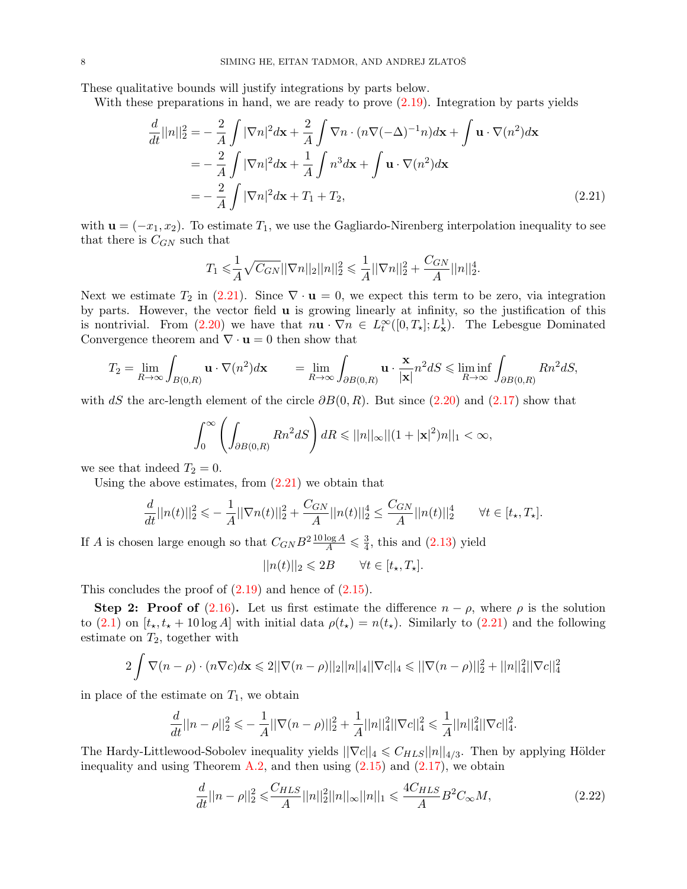These qualitative bounds will justify integrations by parts below.

With these preparations in hand, we are ready to prove (2.19). Integration by parts yields

$$
\begin{aligned}
\frac{d}{dt}||n||_2^2 &= -\frac{2}{A}\int |\nabla n|^2 d\mathbf{x} + \frac{2}{A}\int \nabla n \cdot (n\nabla(-\Delta)^{-1} n) d\mathbf{x} + \int \mathbf{u}\cdot\nabla(n^2) d\mathbf{x} \\
&= -\frac{2}{A}\int |\nabla n|^2 d\mathbf{x} + \frac{1}{A}\int n^3 d\mathbf{x} + \int \mathbf{u}\cdot\nabla(n^2) d\mathbf{x} \\
&= -\frac{2}{A}\int |\nabla n|^2 d\mathbf{x} + T_1 + T_2,
\end{aligned}
\tag{2.21}
$$

with $\mathbf{u} = (-x_1, x_2)$. To estimate $T_1$, we use the Gagliardo-Nirenberg interpolation inequality to see that there is $C_{GN}$ such that

$$
T_1 \leqslant \frac{1}{A}\sqrt{C_{GN}}||\nabla n||_2 ||n||_2^2 \leqslant \frac{1}{A}||\nabla n||_2^2 + \frac{C_{GN}}{A}||n||_2^4.
$$

Next we estimate $T_2$ in (2.21). Since $\nabla\cdot\mathbf{u} = 0$, we expect this term to be zero, via integration by parts. However, the vector field $\mathbf{u}$ is growing linearly at infinity, so the justification of this is nontrivial. From (2.20) we have that $n\mathbf{u}\cdot\nabla n \in L_t^\infty([0,T_\star]; L_{\mathbf{x}}^1)$. The Lebesgue Dominated Convergence theorem and $\nabla\cdot\mathbf{u} = 0$ then show that

$$
T_2 = \lim_{R\to\infty}\int_{B(0,R)} \mathbf{u}\cdot\nabla(n^2) d\mathbf{x} \qquad = \lim_{R\to\infty}\int_{\partial B(0,R)} \mathbf{u}\cdot\frac{\mathbf{x}}{|\mathbf{x}|} n^2 dS \leqslant \liminf_{R\to\infty}\int_{\partial B(0,R)} R n^2 dS,
$$

with $dS$ the arc-length element of the circle $\partial B(0,R)$. But since (2.20) and (2.17) show that

$$
\int_0^\infty \left(\int_{\partial B(0,R)} R n^2 dS\right) dR \leqslant ||n||_\infty ||(1+|\mathbf{x}|^2) n||_1 < \infty,
$$

we see that indeed $T_2 = 0$.

Using the above estimates, from (2.21) we obtain that

$$
\frac{d}{dt}||n(t)||_2^2 \leqslant -\frac{1}{A}||\nabla n(t)||_2^2 + \frac{C_{GN}}{A}||n(t)||_2^4 \leq \frac{C_{GN}}{A}||n(t)||_2^4 \qquad \forall t\in[t_\star, T_\star].
$$

If $A$ is chosen large enough so that $C_{GN}B^2\frac{10\log A}{A} \leqslant \frac{3}{4}$, this and (2.13) yield

$$
||n(t)||_2 \leqslant 2B \qquad \forall t\in[t_\star, T_\star].
$$

This concludes the proof of (2.19) and hence of (2.15).

**Step 2: Proof of** (2.16)**.** Let us first estimate the difference $n-\rho$, where $\rho$ is the solution to (2.1) on $[t_\star, t_\star + 10\log A]$ with initial data $\rho(t_\star) = n(t_\star)$. Similarly to (2.21) and the following estimate on $T_2$, together with

$$
2\int \nabla(n-\rho)\cdot(n\nabla c) d\mathbf{x} \leqslant 2||\nabla(n-\rho)||_2 ||n||_4 ||\nabla c||_4 \leqslant ||\nabla(n-\rho)||_2^2 + ||n||_4^2 ||\nabla c||_4^2
$$

in place of the estimate on $T_1$, we obtain

$$
\frac{d}{dt}||n-\rho||_2^2 \leqslant -\frac{1}{A}||\nabla(n-\rho)||_2^2 + \frac{1}{A}||n||_4^2||\nabla c||_4^2 \leqslant \frac{1}{A}||n||_4^2||\nabla c||_4^2.
$$

The Hardy-Littlewood-Sobolev inequality yields $||\nabla c||_4 \leqslant C_{HLS}||n||_{4/3}$. Then by applying Hölder inequality and using Theorem A.2, and then using (2.15) and (2.17), we obtain

$$
\frac{d}{dt}||n-\rho||_2^2 \leqslant \frac{C_{HLS}}{A}||n||_2^2||n||_\infty||n||_1 \leqslant \frac{4C_{HLS}}{A}B^2 C_\infty M,
\tag{2.22}
$$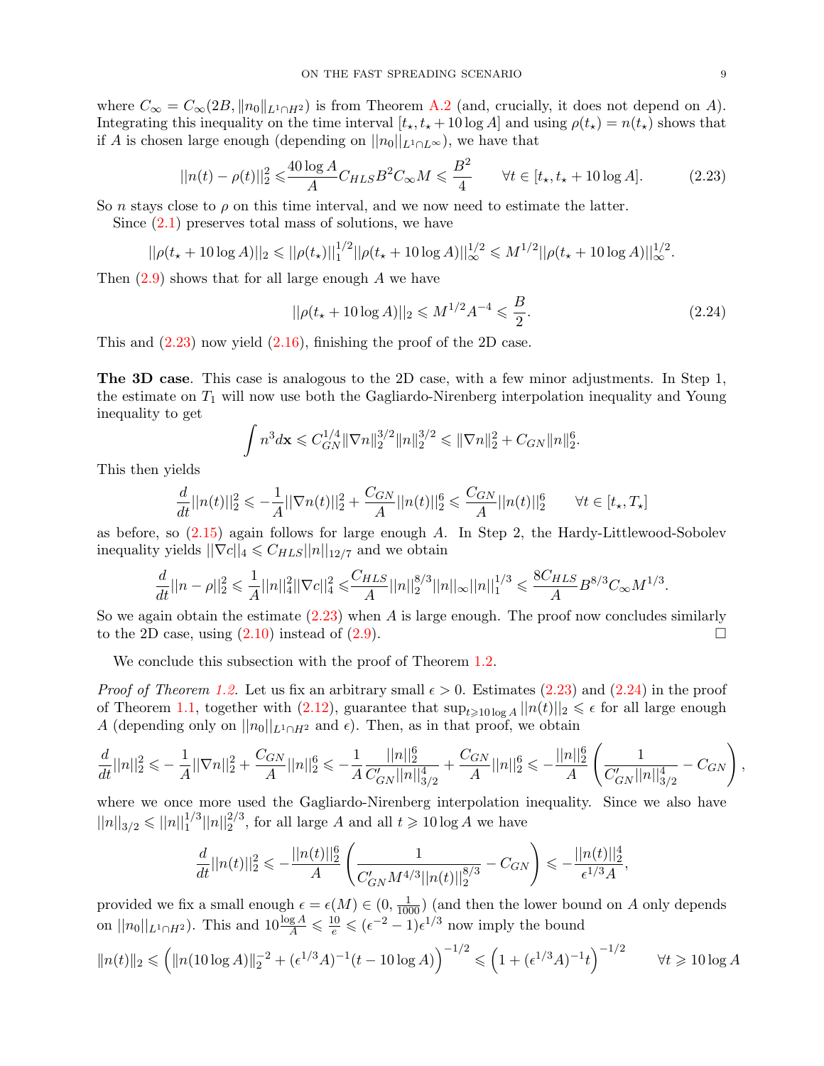where $C_\infty = C_\infty(2B, \|n_0\|_{L^1\cap H^2})$ is from Theorem A.2 (and, crucially, it does not depend on $A$). Integrating this inequality on the time interval $[t_\star, t_\star + 10\log A]$ and using $\rho(t_\star) = n(t_\star)$ shows that if $A$ is chosen large enough (depending on $\|n_0\|_{L^1\cap L^\infty}$), we have that

$$||n(t) - \rho(t)||_2^2 \leqslant \frac{40\log A}{A} C_{HLS} B^2 C_\infty M \leqslant \frac{B^2}{4} \qquad \forall t \in [t_\star, t_\star + 10\log A]. \tag{2.23}$$

So $n$ stays close to $\rho$ on this time interval, and we now need to estimate the latter.

Since (2.1) preserves total mass of solutions, we have

$$||\rho(t_\star + 10\log A)||_2 \leqslant ||\rho(t_\star)||_1^{1/2} ||\rho(t_\star + 10\log A)||_\infty^{1/2} \leqslant M^{1/2} ||\rho(t_\star + 10\log A)||_\infty^{1/2}.$$

Then (2.9) shows that for all large enough $A$ we have

$$||\rho(t_\star + 10\log A)||_2 \leqslant M^{1/2} A^{-4} \leqslant \frac{B}{2}. \tag{2.24}$$

This and (2.23) now yield (2.16), finishing the proof of the 2D case.

**The 3D case**. This case is analogous to the 2D case, with a few minor adjustments. In Step 1, the estimate on $T_1$ will now use both the Gagliardo-Nirenberg interpolation inequality and Young inequality to get

$$\int n^3 d\mathbf{x} \leqslant C_{GN}^{1/4} \|\nabla n\|_2^{3/2} \|n\|_2^{3/2} \leqslant \|\nabla n\|_2^2 + C_{GN}\|n\|_2^6.$$

This then yields

$$\frac{d}{dt}||n(t)||_2^2 \leqslant -\frac{1}{A}||\nabla n(t)||_2^2 + \frac{C_{GN}}{A}||n(t)||_2^6 \leqslant \frac{C_{GN}}{A}||n(t)||_2^6 \qquad \forall t \in [t_\star, T_\star]$$

as before, so (2.15) again follows for large enough $A$. In Step 2, the Hardy-Littlewood-Sobolev inequality yields $||\nabla c||_4 \leqslant C_{HLS}||n||_{12/7}$ and we obtain

$$\frac{d}{dt}||n-\rho||_2^2 \leqslant \frac{1}{A}||n||_4^2 ||\nabla c||_4^2 \leqslant \frac{C_{HLS}}{A}||n||_2^{8/3}||n||_\infty ||n||_1^{1/3} \leqslant \frac{8C_{HLS}}{A} B^{8/3} C_\infty M^{1/3}.$$

So we again obtain the estimate (2.23) when $A$ is large enough. The proof now concludes similarly to the 2D case, using (2.10) instead of (2.9). $\square$

We conclude this subsection with the proof of Theorem 1.2.

*Proof of Theorem 1.2.* Let us fix an arbitrary small $\epsilon > 0$. Estimates (2.23) and (2.24) in the proof of Theorem 1.1, together with (2.12), guarantee that $\sup_{t\geqslant 10\log A}||n(t)||_2 \leqslant \epsilon$ for all large enough $A$ (depending only on $\|n_0\|_{L^1\cap H^2}$ and $\epsilon$). Then, as in that proof, we obtain

$$\frac{d}{dt}||n||_2^2 \leqslant -\frac{1}{A}||\nabla n||_2^2 + \frac{C_{GN}}{A}||n||_2^6 \leqslant -\frac{1}{A}\frac{||n||_2^6}{C'_{GN}||n||_{3/2}^4} + \frac{C_{GN}}{A}||n||_2^6 \leqslant -\frac{||n||_2^6}{A}\left(\frac{1}{C'_{GN}||n||_{3/2}^4} - C_{GN}\right),$$

where we once more used the Gagliardo-Nirenberg interpolation inequality. Since we also have $||n||_{3/2} \leqslant ||n||_1^{1/3}||n||_2^{2/3}$, for all large $A$ and all $t \geqslant 10\log A$ we have

$$\frac{d}{dt}||n(t)||_2^2 \leqslant -\frac{||n(t)||_2^6}{A}\left(\frac{1}{C'_{GN}M^{4/3}||n(t)||_2^{8/3}} - C_{GN}\right) \leqslant -\frac{||n(t)||_2^4}{\epsilon^{1/3}A},$$

provided we fix a small enough $\epsilon = \epsilon(M) \in (0, \frac{1}{1000})$ (and then the lower bound on $A$ only depends on $\|n_0\|_{L^1\cap H^2}$). This and $10\frac{\log A}{A} \leqslant \frac{10}{e} \leqslant (\epsilon^{-2}-1)\epsilon^{1/3}$ now imply the bound

$$\|n(t)\|_2 \leqslant \Big(\|n(10\log A)\|_2^{-2} + (\epsilon^{1/3}A)^{-1}(t - 10\log A)\Big)^{-1/2} \leqslant \Big(1 + (\epsilon^{1/3}A)^{-1}t\Big)^{-1/2} \qquad \forall t \geqslant 10\log A$$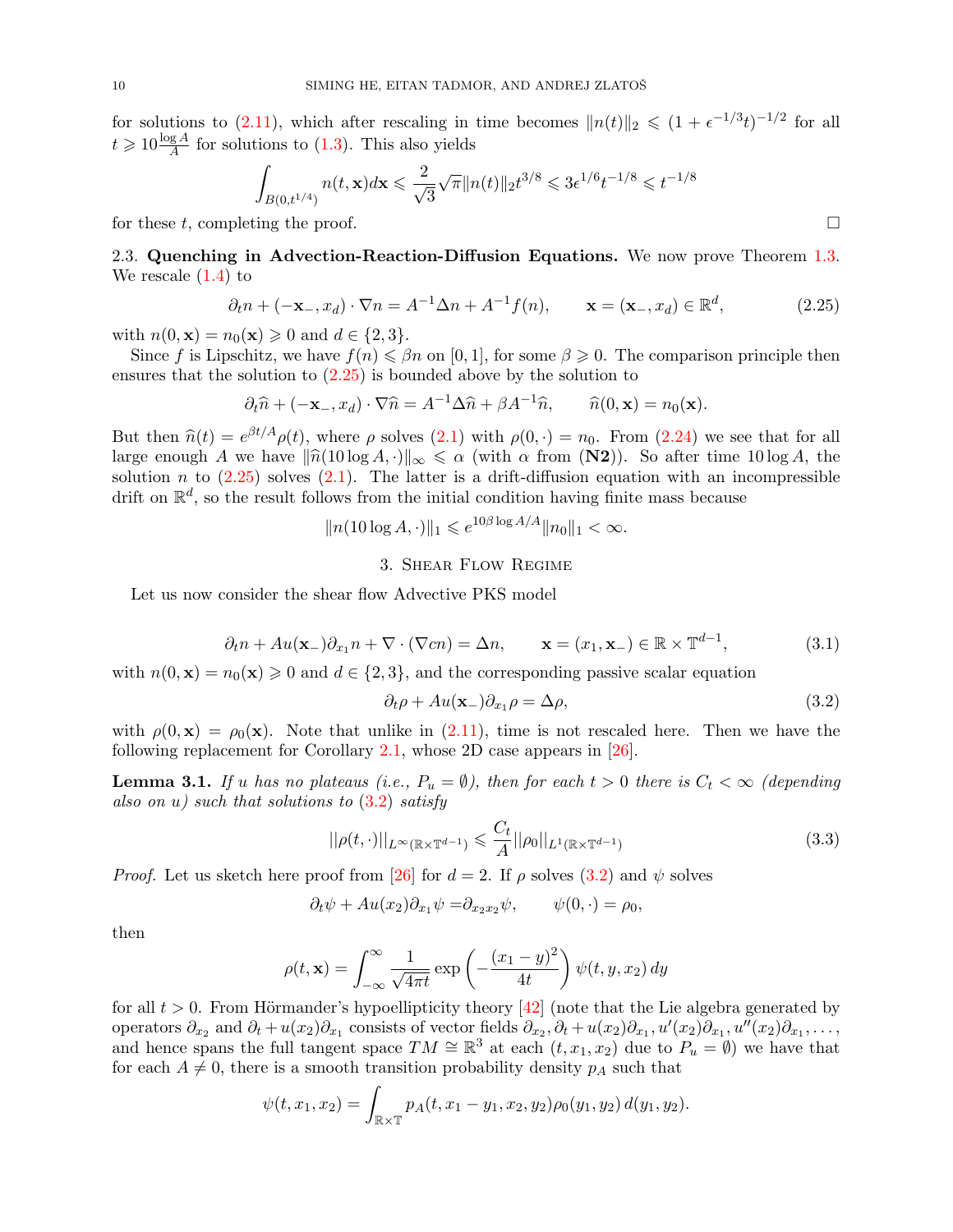for solutions to (2.11), which after rescaling in time becomes $\|n(t)\|_2 \leqslant (1+\epsilon^{-1/3}t)^{-1/2}$ for all $t \geqslant 10\frac{\log A}{A}$ for solutions to (1.3). This also yields

$$\int_{B(0,t^{1/4})} n(t,\mathbf{x})d\mathbf{x} \leqslant \frac{2}{\sqrt{3}}\sqrt{\pi}\|n(t)\|_2 t^{3/8} \leqslant 3\epsilon^{1/6}t^{-1/8} \leqslant t^{-1/8}$$

for these $t$, completing the proof. $\square$

### 2.3. Quenching in Advection-Reaction-Diffusion Equations.

We now prove Theorem 1.3. We rescale (1.4) to

$$\partial_t n + (-\mathbf{x}_-, x_d)\cdot\nabla n = A^{-1}\Delta n + A^{-1}f(n), \qquad \mathbf{x} = (\mathbf{x}_-, x_d) \in \mathbb{R}^d, \tag{2.25}$$

with $n(0,\mathbf{x}) = n_0(\mathbf{x}) \geqslant 0$ and $d \in \{2,3\}$.

Since $f$ is Lipschitz, we have $f(n) \leqslant \beta n$ on $[0,1]$, for some $\beta \geqslant 0$. The comparison principle then ensures that the solution to (2.25) is bounded above by the solution to

$$\partial_t \widehat{n} + (-\mathbf{x}_-, x_d)\cdot\nabla\widehat{n} = A^{-1}\Delta\widehat{n} + \beta A^{-1}\widehat{n}, \qquad \widehat{n}(0,\mathbf{x}) = n_0(\mathbf{x}).$$

But then $\widehat{n}(t) = e^{\beta t/A}\rho(t)$, where $\rho$ solves (2.1) with $\rho(0,\cdot) = n_0$. From (2.24) we see that for all large enough $A$ we have $\|\widehat{n}(10\log A,\cdot)\|_\infty \leqslant \alpha$ (with $\alpha$ from (**N2**)). So after time $10\log A$, the solution $n$ to (2.25) solves (2.1). The latter is a drift-diffusion equation with an incompressible drift on $\mathbb{R}^d$, so the result follows from the initial condition having finite mass because

$$\|n(10\log A,\cdot)\|_1 \leqslant e^{10\beta\log A/A}\|n_0\|_1 < \infty.$$

## 3. Shear Flow Regime

Let us now consider the shear flow Advective PKS model

$$\partial_t n + Au(\mathbf{x}_-)\partial_{x_1} n + \nabla\cdot(\nabla c n) = \Delta n, \qquad \mathbf{x} = (x_1, \mathbf{x}_-) \in \mathbb{R}\times\mathbb{T}^{d-1}, \tag{3.1}$$

with $n(0,\mathbf{x}) = n_0(\mathbf{x}) \geqslant 0$ and $d \in \{2,3\}$, and the corresponding passive scalar equation

$$\partial_t \rho + Au(\mathbf{x}_-)\partial_{x_1}\rho = \Delta\rho, \tag{3.2}$$

with $\rho(0,\mathbf{x}) = \rho_0(\mathbf{x})$. Note that unlike in (2.11), time is not rescaled here. Then we have the following replacement for Corollary 2.1, whose 2D case appears in [26].

**Lemma 3.1.** *If $u$ has no plateaus (i.e., $P_u = \emptyset$), then for each $t > 0$ there is $C_t < \infty$ (depending also on $u$) such that solutions to (3.2) satisfy*

$$||\rho(t,\cdot)||_{L^\infty(\mathbb{R}\times\mathbb{T}^{d-1})} \leqslant \frac{C_t}{A}||\rho_0||_{L^1(\mathbb{R}\times\mathbb{T}^{d-1})} \tag{3.3}$$

*Proof.* Let us sketch here proof from [26] for $d = 2$. If $\rho$ solves (3.2) and $\psi$ solves

$$\partial_t\psi + Au(x_2)\partial_{x_1}\psi = \partial_{x_2x_2}\psi, \qquad \psi(0,\cdot) = \rho_0,$$

then

$$\rho(t,\mathbf{x}) = \int_{-\infty}^{\infty}\frac{1}{\sqrt{4\pi t}}\exp\left(-\frac{(x_1-y)^2}{4t}\right)\psi(t,y,x_2)\,dy$$

for all $t > 0$. From Hörmander's hypoellipticity theory [42] (note that the Lie algebra generated by operators $\partial_{x_2}$ and $\partial_t + u(x_2)\partial_{x_1}$ consists of vector fields $\partial_{x_2}, \partial_t + u(x_2)\partial_{x_1}, u'(x_2)\partial_{x_1}, u''(x_2)\partial_{x_1}, \ldots$, and hence spans the full tangent space $TM \cong \mathbb{R}^3$ at each $(t, x_1, x_2)$ due to $P_u = \emptyset$) we have that for each $A \neq 0$, there is a smooth transition probability density $p_A$ such that

$$\psi(t,x_1,x_2) = \int_{\mathbb{R}\times\mathbb{T}} p_A(t, x_1 - y_1, x_2, y_2)\rho_0(y_1,y_2)\,d(y_1,y_2).$$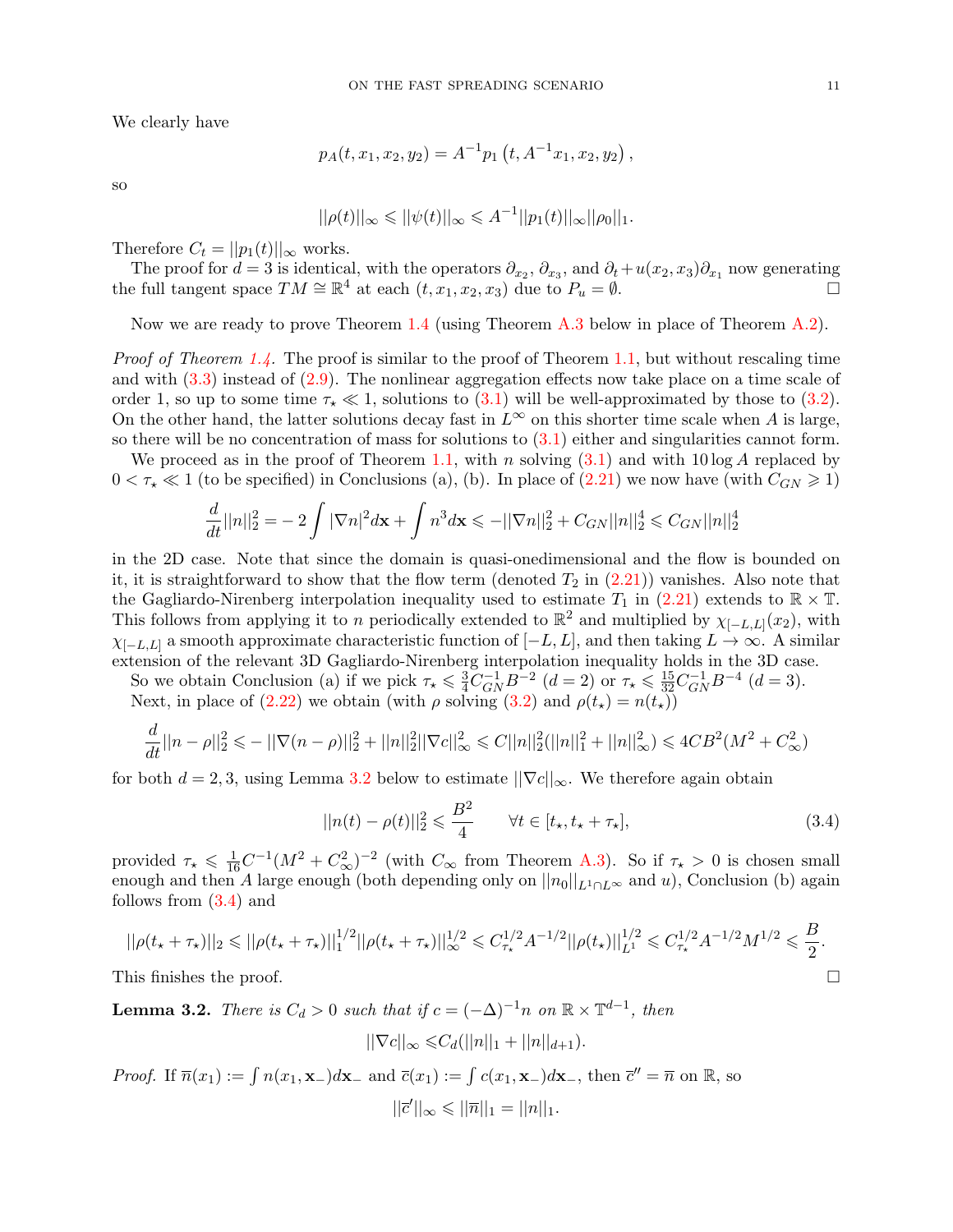We clearly have

$$p_A(t, x_1, x_2, y_2) = A^{-1} p_1\left(t, A^{-1}x_1, x_2, y_2\right),$$

so

$$||\rho(t)||_\infty \leqslant ||\psi(t)||_\infty \leqslant A^{-1}||p_1(t)||_\infty ||\rho_0||_1.$$

Therefore $C_t = ||p_1(t)||_\infty$ works.

The proof for $d = 3$ is identical, with the operators $\partial_{x_2}$, $\partial_{x_3}$, and $\partial_t + u(x_2, x_3)\partial_{x_1}$ now generating the full tangent space $TM \cong \mathbb{R}^4$ at each $(t, x_1, x_2, x_3)$ due to $P_u = \emptyset$. □

Now we are ready to prove Theorem 1.4 (using Theorem A.3 below in place of Theorem A.2).

*Proof of Theorem 1.4.* The proof is similar to the proof of Theorem 1.1, but without rescaling time and with (3.3) instead of (2.9). The nonlinear aggregation effects now take place on a time scale of order 1, so up to some time $\tau_\star \ll 1$, solutions to (3.1) will be well-approximated by those to (3.2). On the other hand, the latter solutions decay fast in $L^\infty$ on this shorter time scale when $A$ is large, so there will be no concentration of mass for solutions to (3.1) either and singularities cannot form.

We proceed as in the proof of Theorem 1.1, with $n$ solving (3.1) and with $10 \log A$ replaced by $0 < \tau_\star \ll 1$ (to be specified) in Conclusions (a), (b). In place of (2.21) we now have (with $C_{GN} \geqslant 1$)

$$\frac{d}{dt}||n||_2^2 = -2\int |\nabla n|^2 d\mathbf{x} + \int n^3 d\mathbf{x} \leqslant -||\nabla n||_2^2 + C_{GN}||n||_2^4 \leqslant C_{GN}||n||_2^4$$

in the 2D case. Note that since the domain is quasi-onedimensional and the flow is bounded on it, it is straightforward to show that the flow term (denoted $T_2$ in (2.21)) vanishes. Also note that the Gagliardo-Nirenberg interpolation inequality used to estimate $T_1$ in (2.21) extends to $\mathbb{R} \times \mathbb{T}$. This follows from applying it to $n$ periodically extended to $\mathbb{R}^2$ and multiplied by $\chi_{[-L,L]}(x_2)$, with $\chi_{[-L,L]}$ a smooth approximate characteristic function of $[-L, L]$, and then taking $L \to \infty$. A similar extension of the relevant 3D Gagliardo-Nirenberg interpolation inequality holds in the 3D case.

So we obtain Conclusion (a) if we pick $\tau_\star \leqslant \frac{3}{4}C_{GN}^{-1}B^{-2}$ ($d = 2$) or $\tau_\star \leqslant \frac{15}{32}C_{GN}^{-1}B^{-4}$ ($d = 3$).

Next, in place of (2.22) we obtain (with $\rho$ solving (3.2) and $\rho(t_\star) = n(t_\star)$)

$$\frac{d}{dt}||n - \rho||_2^2 \leqslant -||\nabla(n-\rho)||_2^2 + ||n||_2^2||\nabla c||_\infty^2 \leqslant C||n||_2^2(||n||_1^2 + ||n||_\infty^2) \leqslant 4CB^2(M^2 + C_\infty^2)$$

for both $d = 2, 3$, using Lemma 3.2 below to estimate $||\nabla c||_\infty$. We therefore again obtain

$$||n(t) - \rho(t)||_2^2 \leqslant \frac{B^2}{4} \qquad \forall t \in [t_\star, t_\star + \tau_\star], \tag{3.4}$$

provided $\tau_\star \leqslant \frac{1}{16}C^{-1}(M^2 + C_\infty^2)^{-2}$ (with $C_\infty$ from Theorem A.3). So if $\tau_\star > 0$ is chosen small enough and then $A$ large enough (both depending only on $||n_0||_{L^1 \cap L^\infty}$ and $u$), Conclusion (b) again follows from (3.4) and

$$||\rho(t_\star + \tau_\star)||_2 \leqslant ||\rho(t_\star + \tau_\star)||_1^{1/2}||\rho(t_\star + \tau_\star)||_\infty^{1/2} \leqslant C_{\tau_\star}^{1/2}A^{-1/2}||\rho(t_\star)||_{L^1}^{1/2} \leqslant C_{\tau_\star}^{1/2}A^{-1/2}M^{1/2} \leqslant \frac{B}{2}.$$

This finishes the proof. □

**Lemma 3.2.** *There is $C_d > 0$ such that if $c = (-\Delta)^{-1}n$ on $\mathbb{R} \times \mathbb{T}^{d-1}$, then*

$$||\nabla c||_\infty \leqslant C_d(||n||_1 + ||n||_{d+1}).$$

*Proof.* If $\overline{n}(x_1) := \int n(x_1, \mathbf{x}_-)d\mathbf{x}_-$ and $\overline{c}(x_1) := \int c(x_1, \mathbf{x}_-)d\mathbf{x}_-$, then $\overline{c}'' = \overline{n}$ on $\mathbb{R}$, so

$$||\overline{c}'||_\infty \leqslant ||\overline{n}||_1 = ||n||_1.$$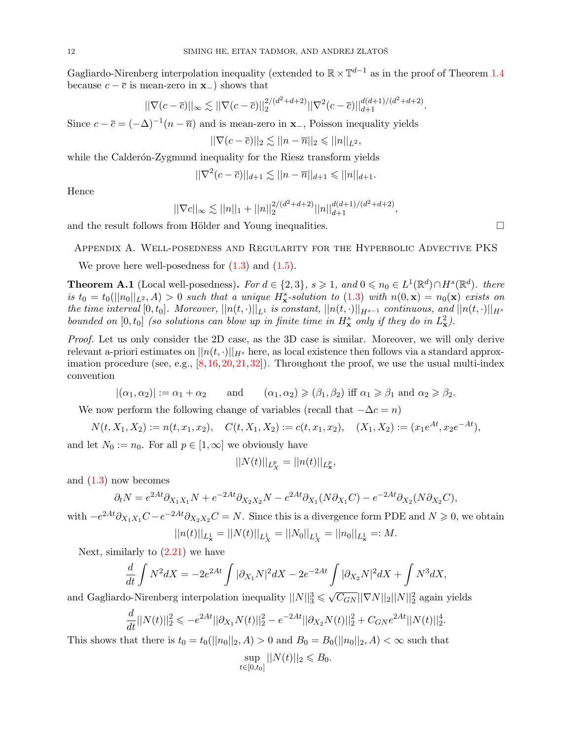Gagliardo-Nirenberg interpolation inequality (extended to $\mathbb{R}\times\mathbb{T}^{d-1}$ as in the proof of Theorem 1.4 because $c-\overline{c}$ is mean-zero in $\mathbf{x}_-$) shows that

$$||\nabla(c-\overline{c})||_\infty \lesssim ||\nabla(c-\overline{c})||_2^{2/(d^2+d+2)}||\nabla^2(c-\overline{c})||_{d+1}^{d(d+1)/(d^2+d+2)}.$$

Since $c-\overline{c}=(-\Delta)^{-1}(n-\overline{n})$ and is mean-zero in $\mathbf{x}_-$, Poisson inequality yields

$$||\nabla(c-\overline{c})||_2 \lesssim ||n-\overline{n}||_2 \leqslant ||n||_{L^2},$$

while the Calderón-Zygmund inequality for the Riesz transform yields

$$||\nabla^2(c-\overline{c})||_{d+1} \lesssim ||n-\overline{n}||_{d+1} \leqslant ||n||_{d+1}.$$

Hence

$$||\nabla c||_\infty \lesssim ||n||_1 + ||n||_2^{2/(d^2+d+2)}||n||_{d+1}^{d(d+1)/(d^2+d+2)},$$

and the result follows from Hölder and Young inequalities. $\square$

## Appendix A. Well-posedness and Regularity for the Hyperbolic Advective PKS

We prove here well-posedness for (1.3) and (1.5).

**Theorem A.1** (Local well-posedness)**.** *For $d\in\{2,3\}$, $s\geqslant 1$, and $0\leqslant n_0\in L^1(\mathbb{R}^d)\cap H^s(\mathbb{R}^d)$. there is $t_0=t_0(||n_0||_{L^2},A)>0$ such that a unique $H^s_{\mathbf{x}}$-solution to (1.3) with $n(0,\mathbf{x})=n_0(\mathbf{x})$ exists on the time interval $[0,t_0]$. Moreover, $||n(t,\cdot)||_{L^1}$ is constant, $||n(t,\cdot)||_{H^{s-1}}$ continuous, and $||n(t,\cdot)||_{H^s}$ bounded on $[0,t_0]$ (so solutions can blow up in finite time in $H^s_{\mathbf{x}}$ only if they do in $L^2_{\mathbf{x}}$).*

*Proof.* Let us only consider the 2D case, as the 3D case is similar. Moreover, we will only derive relevant a-priori estimates on $||n(t,\cdot)||_{H^s}$ here, as local existence then follows via a standard approximation procedure (see, e.g., [8,16,20,21,32]). Throughout the proof, we use the usual multi-index convention

$$|(\alpha_1,\alpha_2)|:=\alpha_1+\alpha_2 \qquad \text{and} \qquad (\alpha_1,\alpha_2)\geqslant(\beta_1,\beta_2) \text{ iff } \alpha_1\geqslant\beta_1 \text{ and } \alpha_2\geqslant\beta_2.$$

We now perform the following change of variables (recall that $-\Delta c=n$)

$$N(t,X_1,X_2):=n(t,x_1,x_2),\quad C(t,X_1,X_2):=c(t,x_1,x_2),\quad (X_1,X_2):=(x_1e^{At},x_2e^{-At}),$$

and let $N_0:=n_0$. For all $p\in[1,\infty]$ we obviously have

$$||N(t)||_{L^p_X}=||n(t)||_{L^p_{\mathbf{x}}},$$

and (1.3) now becomes

$$\partial_t N = e^{2At}\partial_{X_1X_1}N + e^{-2At}\partial_{X_2X_2}N - e^{2At}\partial_{X_1}(N\partial_{X_1}C) - e^{-2At}\partial_{X_2}(N\partial_{X_2}C),$$

with $-e^{2At}\partial_{X_1X_1}C-e^{-2At}\partial_{X_2X_2}C=N$. Since this is a divergence form PDE and $N\geqslant 0$, we obtain

$$||n(t)||_{L^1_{\mathbf{x}}}=||N(t)||_{L^1_X}=||N_0||_{L^1_X}=||n_0||_{L^1_{\mathbf{x}}}=:M.$$

Next, similarly to (2.21) we have

$$\frac{d}{dt}\int N^2dX=-2e^{2At}\int|\partial_{X_1}N|^2dX-2e^{-2At}\int|\partial_{X_2}N|^2dX+\int N^3dX,$$

and Gagliardo-Nirenberg interpolation inequality $||N||_3^3\leqslant\sqrt{C_{GN}}||\nabla N||_2||N||_2^2$ again yields

$$\frac{d}{dt}||N(t)||_2^2\leqslant -e^{2At}||\partial_{X_1}N(t)||_2^2-e^{-2At}||\partial_{X_2}N(t)||_2^2+C_{GN}e^{2At}||N(t)||_2^4.$$

This shows that there is $t_0=t_0(||n_0||_2,A)>0$ and $B_0=B_0(||n_0||_2,A)<\infty$ such that

$$\sup_{t\in[0,t_0]}||N(t)||_2\leqslant B_0.$$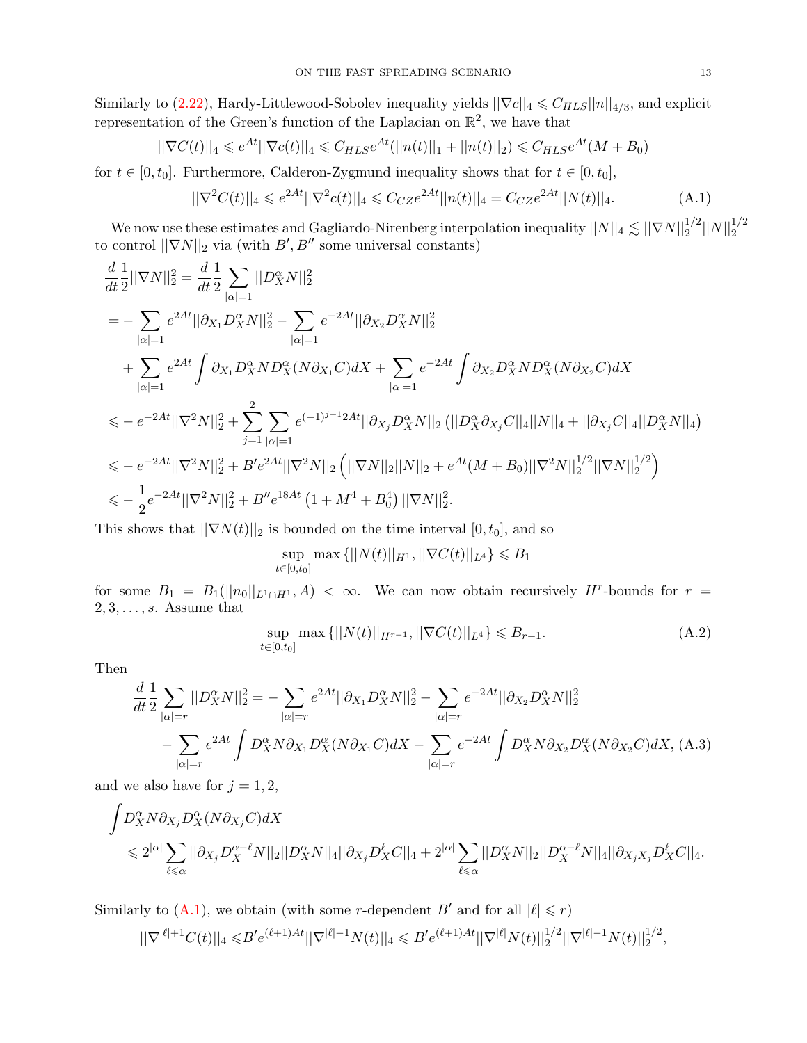Similarly to (2.22), Hardy-Littlewood-Sobolev inequality yields $||\nabla c||_4 \leqslant C_{HLS}||n||_{4/3}$, and explicit representation of the Green's function of the Laplacian on $\mathbb{R}^2$, we have that

$$||\nabla C(t)||_4 \leqslant e^{At}||\nabla c(t)||_4 \leqslant C_{HLS}e^{At}(||n(t)||_1 + ||n(t)||_2) \leqslant C_{HLS}e^{At}(M + B_0)$$

for $t \in [0, t_0]$. Furthermore, Calderon-Zygmund inequality shows that for $t \in [0, t_0]$,

$$||\nabla^2 C(t)||_4 \leqslant e^{2At}||\nabla^2 c(t)||_4 \leqslant C_{CZ}e^{2At}||n(t)||_4 = C_{CZ}e^{2At}||N(t)||_4. \tag{A.1}$$

We now use these estimates and Gagliardo-Nirenberg interpolation inequality $||N||_4 \lesssim ||\nabla N||_2^{1/2}||N||_2^{1/2}$ to control $||\nabla N||_2$ via (with $B', B''$ some universal constants)

$$\begin{aligned}
&\frac{d}{dt}\frac{1}{2}||\nabla N||_2^2 = \frac{d}{dt}\frac{1}{2}\sum_{|\alpha|=1}||D_X^\alpha N||_2^2 \\
&= -\sum_{|\alpha|=1}e^{2At}||\partial_{X_1}D_X^\alpha N||_2^2 - \sum_{|\alpha|=1}e^{-2At}||\partial_{X_2}D_X^\alpha N||_2^2 \\
&\quad + \sum_{|\alpha|=1}e^{2At}\int \partial_{X_1}D_X^\alpha N D_X^\alpha(N\partial_{X_1}C)dX + \sum_{|\alpha|=1}e^{-2At}\int \partial_{X_2}D_X^\alpha N D_X^\alpha(N\partial_{X_2}C)dX \\
&\leqslant -e^{-2At}||\nabla^2 N||_2^2 + \sum_{j=1}^{2}\sum_{|\alpha|=1}e^{(-1)^{j-1}2At}||\partial_{X_j}D_X^\alpha N||_2\left(||D_X^\alpha\partial_{X_j}C||_4||N||_4 + ||\partial_{X_j}C||_4||D_X^\alpha N||_4\right) \\
&\leqslant -e^{-2At}||\nabla^2 N||_2^2 + B'e^{2At}||\nabla^2 N||_2\left(||\nabla N||_2||N||_2 + e^{At}(M + B_0)||\nabla^2 N||_2^{1/2}||\nabla N||_2^{1/2}\right) \\
&\leqslant -\frac{1}{2}e^{-2At}||\nabla^2 N||_2^2 + B''e^{18At}\left(1 + M^4 + B_0^4\right)||\nabla N||_2^2.
\end{aligned}$$

This shows that $||\nabla N(t)||_2$ is bounded on the time interval $[0, t_0]$, and so

$$\sup_{t\in[0,t_0]}\max\{||N(t)||_{H^1}, ||\nabla C(t)||_{L^4}\} \leqslant B_1$$

for some $B_1 = B_1(||n_0||_{L^1\cap H^1}, A) < \infty$. We can now obtain recursively $H^r$-bounds for $r = 2, 3, \ldots, s$. Assume that

$$\sup_{t\in[0,t_0]}\max\{||N(t)||_{H^{r-1}}, ||\nabla C(t)||_{L^4}\} \leqslant B_{r-1}. \tag{A.2}$$

Then

$$\begin{aligned}
\frac{d}{dt}\frac{1}{2}\sum_{|\alpha|=r}||D_X^\alpha N||_2^2 &= -\sum_{|\alpha|=r}e^{2At}||\partial_{X_1}D_X^\alpha N||_2^2 - \sum_{|\alpha|=r}e^{-2At}||\partial_{X_2}D_X^\alpha N||_2^2 \\
&\quad - \sum_{|\alpha|=r}e^{2At}\int D_X^\alpha N\partial_{X_1}D_X^\alpha(N\partial_{X_1}C)dX - \sum_{|\alpha|=r}e^{-2At}\int D_X^\alpha N\partial_{X_2}D_X^\alpha(N\partial_{X_2}C)dX, \quad \text{(A.3)}
\end{aligned}$$

and we also have for $j = 1, 2$,

$$\begin{aligned}
&\left|\int D_X^\alpha N\partial_{X_j}D_X^\alpha(N\partial_{X_j}C)dX\right| \\
&\quad\leqslant 2^{|\alpha|}\sum_{\ell\leqslant\alpha}||\partial_{X_j}D_X^{\alpha-\ell}N||_2||D_X^\alpha N||_4||\partial_{X_j}D_X^\ell C||_4 + 2^{|\alpha|}\sum_{\ell\leqslant\alpha}||D_X^\alpha N||_2||D_X^{\alpha-\ell}N||_4||\partial_{X_jX_j}D_X^\ell C||_4.
\end{aligned}$$

Similarly to (A.1), we obtain (with some $r$-dependent $B'$ and for all $|\ell| \leqslant r$)

$$||\nabla^{|\ell|+1}C(t)||_4 \leqslant B'e^{(\ell+1)At}||\nabla^{|\ell|-1}N(t)||_4 \leqslant B'e^{(\ell+1)At}||\nabla^{|\ell|}N(t)||_2^{1/2}||\nabla^{|\ell|-1}N(t)||_2^{1/2},$$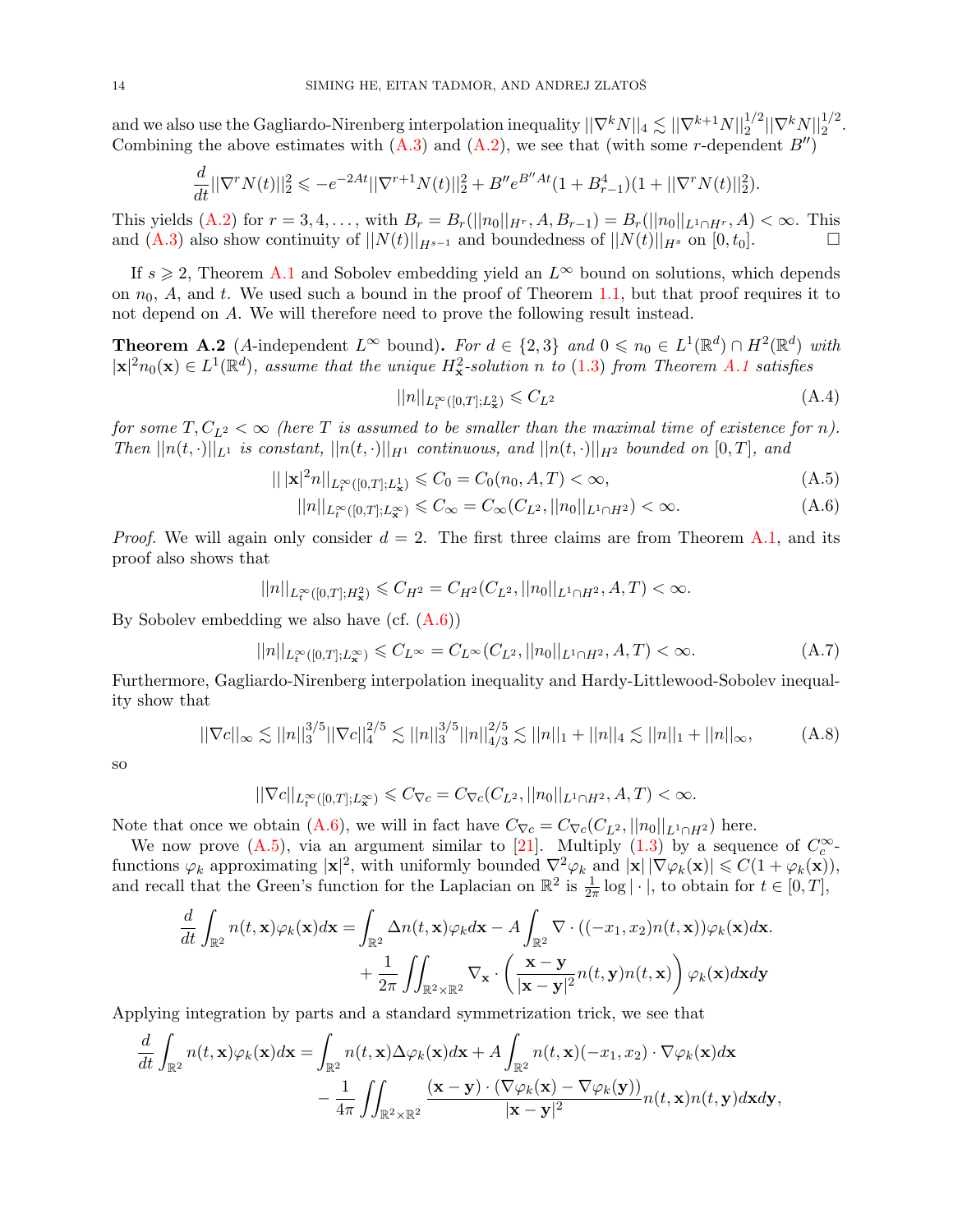and we also use the Gagliardo-Nirenberg interpolation inequality $||\nabla^k N||_4 \lesssim ||\nabla^{k+1}N||_2^{1/2}||\nabla^k N||_2^{1/2}$. Combining the above estimates with (A.3) and (A.2), we see that (with some $r$-dependent $B''$)

$$\frac{d}{dt}||\nabla^r N(t)||_2^2 \leqslant -e^{-2At}||\nabla^{r+1}N(t)||_2^2 + B''e^{B''At}(1+B_{r-1}^4)(1+||\nabla^r N(t)||_2^2).$$

This yields (A.2) for $r = 3, 4, \ldots$, with $B_r = B_r(||n_0||_{H^r}, A, B_{r-1}) = B_r(||n_0||_{L^1\cap H^r}, A) < \infty$. This and (A.3) also show continuity of $||N(t)||_{H^{s-1}}$ and boundedness of $||N(t)||_{H^s}$ on $[0, t_0]$. □

If $s \geqslant 2$, Theorem A.1 and Sobolev embedding yield an $L^\infty$ bound on solutions, which depends on $n_0$, $A$, and $t$. We used such a bound in the proof of Theorem 1.1, but that proof requires it to not depend on $A$. We will therefore need to prove the following result instead.

**Theorem A.2** ($A$-independent $L^\infty$ bound)**.** *For $d \in \{2, 3\}$ and $0 \leqslant n_0 \in L^1(\mathbb{R}^d) \cap H^2(\mathbb{R}^d)$ with $|\mathbf{x}|^2 n_0(\mathbf{x}) \in L^1(\mathbb{R}^d)$, assume that the unique $H^2_{\mathbf{x}}$-solution $n$ to (1.3) from Theorem A.1 satisfies*

$$||n||_{L^\infty_t([0,T];L^2_{\mathbf{x}})} \leqslant C_{L^2} \tag{A.4}$$

*for some $T, C_{L^2} < \infty$ (here $T$ is assumed to be smaller than the maximal time of existence for $n$). Then $||n(t,\cdot)||_{L^1}$ is constant, $||n(t,\cdot)||_{H^1}$ continuous, and $||n(t,\cdot)||_{H^2}$ bounded on $[0,T]$, and*

$$|| \, |\mathbf{x}|^2 n||_{L^\infty_t([0,T];L^1_{\mathbf{x}})} \leqslant C_0 = C_0(n_0, A, T) < \infty, \tag{A.5}$$

$$||n||_{L^\infty_t([0,T];L^\infty_{\mathbf{x}})} \leqslant C_\infty = C_\infty(C_{L^2}, ||n_0||_{L^1\cap H^2}) < \infty. \tag{A.6}$$

*Proof.* We will again only consider $d = 2$. The first three claims are from Theorem A.1, and its proof also shows that

$$||n||_{L^\infty_t([0,T];H^2_{\mathbf{x}})} \leqslant C_{H^2} = C_{H^2}(C_{L^2}, ||n_0||_{L^1\cap H^2}, A, T) < \infty.$$

By Sobolev embedding we also have (cf. (A.6))

$$||n||_{L^\infty_t([0,T];L^\infty_{\mathbf{x}})} \leqslant C_{L^\infty} = C_{L^\infty}(C_{L^2}, ||n_0||_{L^1\cap H^2}, A, T) < \infty. \tag{A.7}$$

Furthermore, Gagliardo-Nirenberg interpolation inequality and Hardy-Littlewood-Sobolev inequality show that

$$||\nabla c||_\infty \lesssim ||n||_3^{3/5}||\nabla c||_4^{2/5} \lesssim ||n||_3^{3/5}||n||_{4/3}^{2/5} \lesssim ||n||_1 + ||n||_4 \lesssim ||n||_1 + ||n||_\infty, \tag{A.8}$$

so

$$||\nabla c||_{L^\infty_t([0,T];L^\infty_{\mathbf{x}})} \leqslant C_{\nabla c} = C_{\nabla c}(C_{L^2}, ||n_0||_{L^1\cap H^2}, A, T) < \infty.$$

Note that once we obtain (A.6), we will in fact have $C_{\nabla c} = C_{\nabla c}(C_{L^2}, ||n_0||_{L^1\cap H^2})$ here.

We now prove (A.5), via an argument similar to [21]. Multiply (1.3) by a sequence of $C_c^\infty$-functions $\varphi_k$ approximating $|\mathbf{x}|^2$, with uniformly bounded $\nabla^2\varphi_k$ and $|\mathbf{x}|\,|\nabla\varphi_k(\mathbf{x})| \leqslant C(1+\varphi_k(\mathbf{x}))$, and recall that the Green's function for the Laplacian on $\mathbb{R}^2$ is $\frac{1}{2\pi}\log|\cdot|$, to obtain for $t \in [0,T]$,

$$\begin{aligned}\frac{d}{dt}\int_{\mathbb{R}^2} n(t,\mathbf{x})\varphi_k(\mathbf{x})d\mathbf{x} = &\int_{\mathbb{R}^2}\Delta n(t,\mathbf{x})\varphi_k d\mathbf{x} - A\int_{\mathbb{R}^2}\nabla\cdot((-x_1,x_2)n(t,\mathbf{x}))\varphi_k(\mathbf{x})d\mathbf{x}.\\ &+\frac{1}{2\pi}\iint_{\mathbb{R}^2\times\mathbb{R}^2}\nabla_{\mathbf{x}}\cdot\left(\frac{\mathbf{x}-\mathbf{y}}{|\mathbf{x}-\mathbf{y}|^2}n(t,\mathbf{y})n(t,\mathbf{x})\right)\varphi_k(\mathbf{x})d\mathbf{x}d\mathbf{y}\end{aligned}$$

Applying integration by parts and a standard symmetrization trick, we see that

$$\begin{aligned}\frac{d}{dt}\int_{\mathbb{R}^2} n(t,\mathbf{x})\varphi_k(\mathbf{x})d\mathbf{x} = &\int_{\mathbb{R}^2} n(t,\mathbf{x})\Delta\varphi_k(\mathbf{x})d\mathbf{x} + A\int_{\mathbb{R}^2} n(t,\mathbf{x})(-x_1,x_2)\cdot\nabla\varphi_k(\mathbf{x})d\mathbf{x}\\ &-\frac{1}{4\pi}\iint_{\mathbb{R}^2\times\mathbb{R}^2}\frac{(\mathbf{x}-\mathbf{y})\cdot(\nabla\varphi_k(\mathbf{x})-\nabla\varphi_k(\mathbf{y}))}{|\mathbf{x}-\mathbf{y}|^2}n(t,\mathbf{x})n(t,\mathbf{y})d\mathbf{x}d\mathbf{y},\end{aligned}$$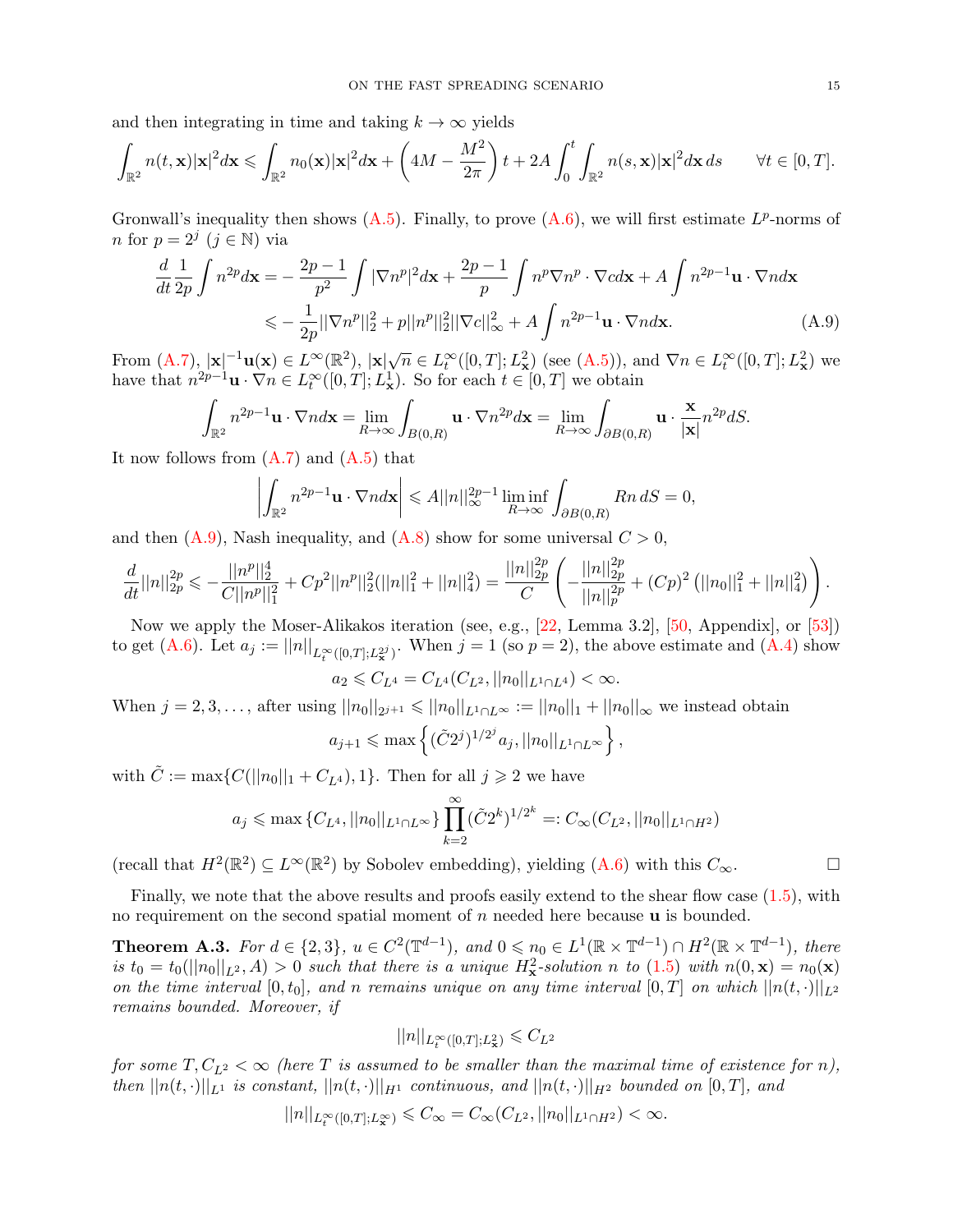and then integrating in time and taking $k \to \infty$ yields

$$\int_{\mathbb{R}^2} n(t,\mathbf{x})|\mathbf{x}|^2 d\mathbf{x} \leqslant \int_{\mathbb{R}^2} n_0(\mathbf{x})|\mathbf{x}|^2 d\mathbf{x} + \left(4M - \frac{M^2}{2\pi}\right) t + 2A\int_0^t \int_{\mathbb{R}^2} n(s,\mathbf{x})|\mathbf{x}|^2 d\mathbf{x}\, ds \qquad \forall t \in [0,T].$$

Gronwall's inequality then shows (A.5). Finally, to prove (A.6), we will first estimate $L^p$-norms of $n$ for $p = 2^j$ ($j \in \mathbb{N}$) via

$$\begin{aligned}\frac{d}{dt}\frac{1}{2p}\int n^{2p} d\mathbf{x} &= -\frac{2p-1}{p^2}\int |\nabla n^p|^2 d\mathbf{x} + \frac{2p-1}{p}\int n^p \nabla n^p \cdot \nabla c d\mathbf{x} + A\int n^{2p-1}\mathbf{u}\cdot\nabla n d\mathbf{x} \\ &\leqslant -\frac{1}{2p}||\nabla n^p||_2^2 + p||n^p||_2^2||\nabla c||_\infty^2 + A\int n^{2p-1}\mathbf{u}\cdot\nabla n d\mathbf{x}. \end{aligned} \tag{A.9}$$

From (A.7), $|\mathbf{x}|^{-1}\mathbf{u}(\mathbf{x}) \in L^\infty(\mathbb{R}^2)$, $|\mathbf{x}|\sqrt{n} \in L^\infty_t([0,T];L^2_{\mathbf{x}})$ (see (A.5)), and $\nabla n \in L^\infty_t([0,T];L^2_{\mathbf{x}})$ we have that $n^{2p-1}\mathbf{u}\cdot\nabla n \in L^\infty_t([0,T];L^1_{\mathbf{x}})$. So for each $t \in [0,T]$ we obtain

$$\int_{\mathbb{R}^2} n^{2p-1}\mathbf{u}\cdot\nabla n d\mathbf{x} = \lim_{R\to\infty}\int_{B(0,R)} \mathbf{u}\cdot\nabla n^{2p} d\mathbf{x} = \lim_{R\to\infty}\int_{\partial B(0,R)} \mathbf{u}\cdot\frac{\mathbf{x}}{|\mathbf{x}|} n^{2p} dS.$$

It now follows from (A.7) and (A.5) that

$$\left|\int_{\mathbb{R}^2} n^{2p-1}\mathbf{u}\cdot\nabla n d\mathbf{x}\right| \leqslant A||n||_\infty^{2p-1}\liminf_{R\to\infty}\int_{\partial B(0,R)} Rn\, dS = 0,$$

and then (A.9), Nash inequality, and (A.8) show for some universal $C > 0$,

$$\frac{d}{dt}||n||_{2p}^{2p} \leqslant -\frac{||n^p||_2^4}{C||n^p||_1^2} + Cp^2||n^p||_2^2(||n||_1^2 + ||n||_4^2) = \frac{||n||_{2p}^{2p}}{C}\left(-\frac{||n||_{2p}^{2p}}{||n||_p^{2p}} + (Cp)^2\left(||n_0||_1^2 + ||n||_4^2\right)\right).$$

Now we apply the Moser-Alikakos iteration (see, e.g., [22, Lemma 3.2], [50, Appendix], or [53]) to get (A.6). Let $a_j := ||n||_{L^\infty_t([0,T];L^{2^j}_{\mathbf{x}})}$. When $j = 1$ (so $p = 2$), the above estimate and (A.4) show

$$a_2 \leqslant C_{L^4} = C_{L^4}(C_{L^2}, ||n_0||_{L^1\cap L^4}) < \infty.$$

When $j = 2, 3, \dots$, after using $||n_0||_{2^{j+1}} \leqslant ||n_0||_{L^1\cap L^\infty} := ||n_0||_1 + ||n_0||_\infty$ we instead obtain

$$a_{j+1} \leqslant \max\left\{(\tilde{C}2^j)^{1/2^j} a_j, ||n_0||_{L^1\cap L^\infty}\right\},$$

with $\tilde{C} := \max\{C(||n_0||_1 + C_{L^4}), 1\}$. Then for all $j \geqslant 2$ we have

$$a_j \leqslant \max\left\{C_{L^4}, ||n_0||_{L^1\cap L^\infty}\right\}\prod_{k=2}^\infty (\tilde{C}2^k)^{1/2^k} =: C_\infty(C_{L^2}, ||n_0||_{L^1\cap H^2})$$

(recall that $H^2(\mathbb{R}^2) \subseteq L^\infty(\mathbb{R}^2)$ by Sobolev embedding), yielding (A.6) with this $C_\infty$. □

Finally, we note that the above results and proofs easily extend to the shear flow case (1.5), with no requirement on the second spatial moment of $n$ needed here because $\mathbf{u}$ is bounded.

**Theorem A.3.** *For $d \in \{2,3\}$, $u \in C^2(\mathbb{T}^{d-1})$, and $0 \leqslant n_0 \in L^1(\mathbb{R}\times\mathbb{T}^{d-1}) \cap H^2(\mathbb{R}\times\mathbb{T}^{d-1})$, there is $t_0 = t_0(||n_0||_{L^2}, A) > 0$ such that there is a unique $H^2_{\mathbf{x}}$-solution $n$ to (1.5) with $n(0,\mathbf{x}) = n_0(\mathbf{x})$ on the time interval $[0,t_0]$, and $n$ remains unique on any time interval $[0,T]$ on which $||n(t,\cdot)||_{L^2}$ remains bounded. Moreover, if*

$$||n||_{L^\infty_t([0,T];L^2_{\mathbf{x}})} \leqslant C_{L^2}$$

*for some $T, C_{L^2} < \infty$ (here $T$ is assumed to be smaller than the maximal time of existence for $n$), then $||n(t,\cdot)||_{L^1}$ is constant, $||n(t,\cdot)||_{H^1}$ continuous, and $||n(t,\cdot)||_{H^2}$ bounded on $[0,T]$, and*

$$||n||_{L^\infty_t([0,T];L^\infty_{\mathbf{x}})} \leqslant C_\infty = C_\infty(C_{L^2}, ||n_0||_{L^1\cap H^2}) < \infty.$$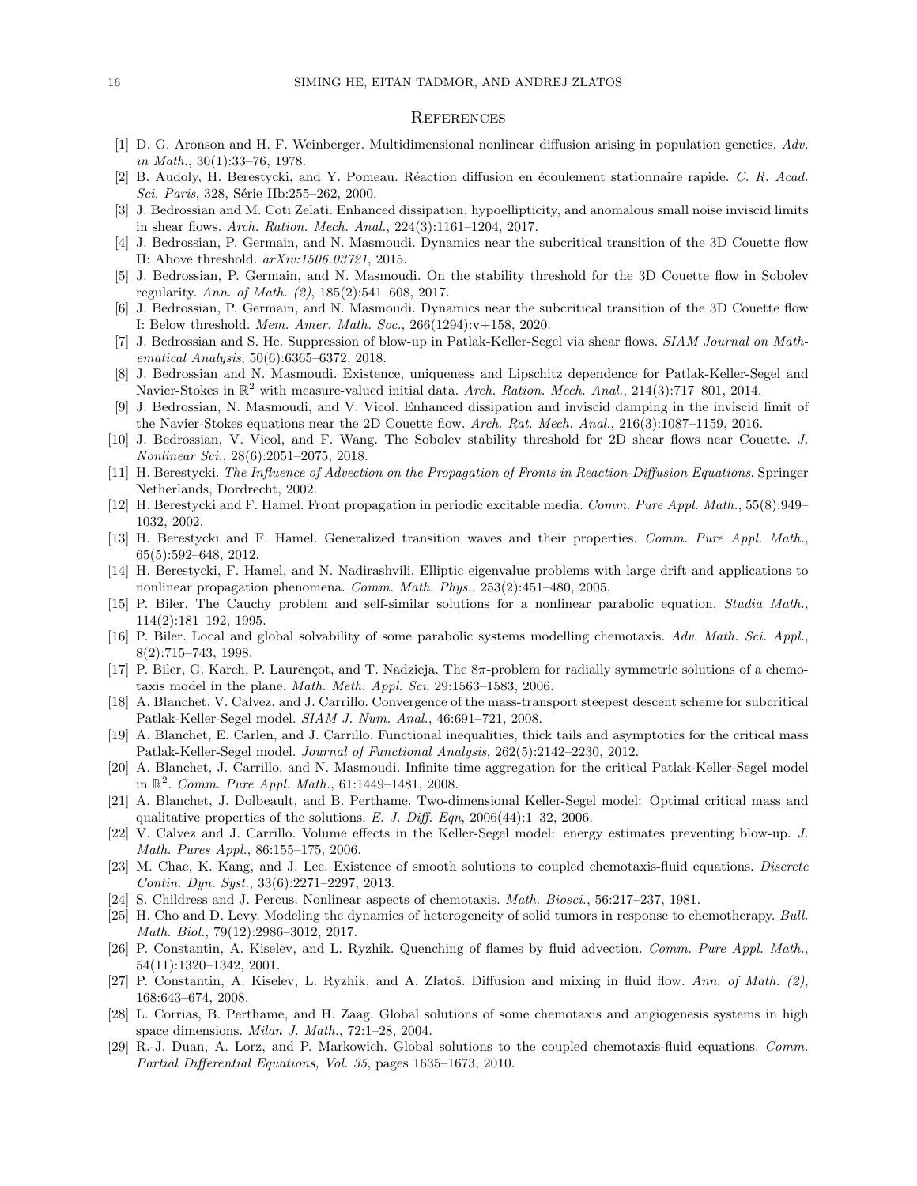# References

[1] D. G. Aronson and H. F. Weinberger. Multidimensional nonlinear diffusion arising in population genetics. *Adv. in Math.*, 30(1):33–76, 1978.

[2] B. Audoly, H. Berestycki, and Y. Pomeau. Réaction diffusion en écoulement stationnaire rapide. *C. R. Acad. Sci. Paris*, 328, Série IIb:255–262, 2000.

[3] J. Bedrossian and M. Coti Zelati. Enhanced dissipation, hypoellipticity, and anomalous small noise inviscid limits in shear flows. *Arch. Ration. Mech. Anal.*, 224(3):1161–1204, 2017.

[4] J. Bedrossian, P. Germain, and N. Masmoudi. Dynamics near the subcritical transition of the 3D Couette flow II: Above threshold. *arXiv:1506.03721*, 2015.

[5] J. Bedrossian, P. Germain, and N. Masmoudi. On the stability threshold for the 3D Couette flow in Sobolev regularity. *Ann. of Math. (2)*, 185(2):541–608, 2017.

[6] J. Bedrossian, P. Germain, and N. Masmoudi. Dynamics near the subcritical transition of the 3D Couette flow I: Below threshold. *Mem. Amer. Math. Soc.*, 266(1294):v+158, 2020.

[7] J. Bedrossian and S. He. Suppression of blow-up in Patlak-Keller-Segel via shear flows. *SIAM Journal on Mathematical Analysis*, 50(6):6365–6372, 2018.

[8] J. Bedrossian and N. Masmoudi. Existence, uniqueness and Lipschitz dependence for Patlak-Keller-Segel and Navier-Stokes in $\mathbb{R}^2$ with measure-valued initial data. *Arch. Ration. Mech. Anal.*, 214(3):717–801, 2014.

[9] J. Bedrossian, N. Masmoudi, and V. Vicol. Enhanced dissipation and inviscid damping in the inviscid limit of the Navier-Stokes equations near the 2D Couette flow. *Arch. Rat. Mech. Anal.*, 216(3):1087–1159, 2016.

[10] J. Bedrossian, V. Vicol, and F. Wang. The Sobolev stability threshold for 2D shear flows near Couette. *J. Nonlinear Sci.*, 28(6):2051–2075, 2018.

[11] H. Berestycki. *The Influence of Advection on the Propagation of Fronts in Reaction-Diffusion Equations*. Springer Netherlands, Dordrecht, 2002.

[12] H. Berestycki and F. Hamel. Front propagation in periodic excitable media. *Comm. Pure Appl. Math.*, 55(8):949–1032, 2002.

[13] H. Berestycki and F. Hamel. Generalized transition waves and their properties. *Comm. Pure Appl. Math.*, 65(5):592–648, 2012.

[14] H. Berestycki, F. Hamel, and N. Nadirashvili. Elliptic eigenvalue problems with large drift and applications to nonlinear propagation phenomena. *Comm. Math. Phys.*, 253(2):451–480, 2005.

[15] P. Biler. The Cauchy problem and self-similar solutions for a nonlinear parabolic equation. *Studia Math.*, 114(2):181–192, 1995.

[16] P. Biler. Local and global solvability of some parabolic systems modelling chemotaxis. *Adv. Math. Sci. Appl.*, 8(2):715–743, 1998.

[17] P. Biler, G. Karch, P. Laurençot, and T. Nadzieja. The $8\pi$-problem for radially symmetric solutions of a chemotaxis model in the plane. *Math. Meth. Appl. Sci*, 29:1563–1583, 2006.

[18] A. Blanchet, V. Calvez, and J. Carrillo. Convergence of the mass-transport steepest descent scheme for subcritical Patlak-Keller-Segel model. *SIAM J. Num. Anal.*, 46:691–721, 2008.

[19] A. Blanchet, E. Carlen, and J. Carrillo. Functional inequalities, thick tails and asymptotics for the critical mass Patlak-Keller-Segel model. *Journal of Functional Analysis*, 262(5):2142–2230, 2012.

[20] A. Blanchet, J. Carrillo, and N. Masmoudi. Infinite time aggregation for the critical Patlak-Keller-Segel model in $\mathbb{R}^2$. *Comm. Pure Appl. Math.*, 61:1449–1481, 2008.

[21] A. Blanchet, J. Dolbeault, and B. Perthame. Two-dimensional Keller-Segel model: Optimal critical mass and qualitative properties of the solutions. *E. J. Diff. Eqn*, 2006(44):1–32, 2006.

[22] V. Calvez and J. Carrillo. Volume effects in the Keller-Segel model: energy estimates preventing blow-up. *J. Math. Pures Appl.*, 86:155–175, 2006.

[23] M. Chae, K. Kang, and J. Lee. Existence of smooth solutions to coupled chemotaxis-fluid equations. *Discrete Contin. Dyn. Syst.*, 33(6):2271–2297, 2013.

[24] S. Childress and J. Percus. Nonlinear aspects of chemotaxis. *Math. Biosci.*, 56:217–237, 1981.

[25] H. Cho and D. Levy. Modeling the dynamics of heterogeneity of solid tumors in response to chemotherapy. *Bull. Math. Biol.*, 79(12):2986–3012, 2017.

[26] P. Constantin, A. Kiselev, and L. Ryzhik. Quenching of flames by fluid advection. *Comm. Pure Appl. Math.*, 54(11):1320–1342, 2001.

[27] P. Constantin, A. Kiselev, L. Ryzhik, and A. Zlatoš. Diffusion and mixing in fluid flow. *Ann. of Math. (2)*, 168:643–674, 2008.

[28] L. Corrias, B. Perthame, and H. Zaag. Global solutions of some chemotaxis and angiogenesis systems in high space dimensions. *Milan J. Math.*, 72:1–28, 2004.

[29] R.-J. Duan, A. Lorz, and P. Markowich. Global solutions to the coupled chemotaxis-fluid equations. *Comm. Partial Differential Equations, Vol. 35*, pages 1635–1673, 2010.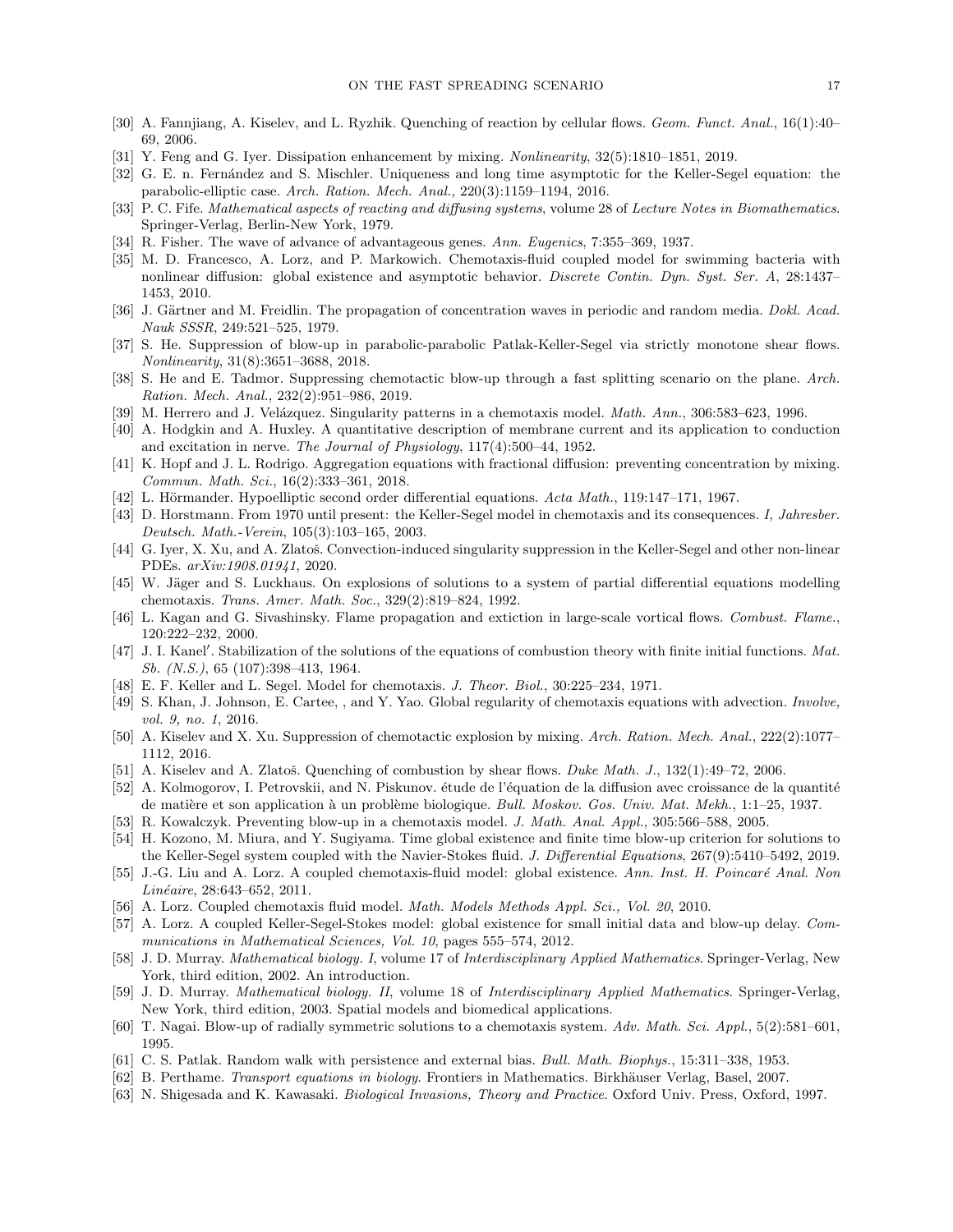[30] A. Fannjiang, A. Kiselev, and L. Ryzhik. Quenching of reaction by cellular flows. *Geom. Funct. Anal.*, 16(1):40–69, 2006.

[31] Y. Feng and G. Iyer. Dissipation enhancement by mixing. *Nonlinearity*, 32(5):1810–1851, 2019.

[32] G. E. n. Fernández and S. Mischler. Uniqueness and long time asymptotic for the Keller-Segel equation: the parabolic-elliptic case. *Arch. Ration. Mech. Anal.*, 220(3):1159–1194, 2016.

[33] P. C. Fife. *Mathematical aspects of reacting and diffusing systems*, volume 28 of *Lecture Notes in Biomathematics*. Springer-Verlag, Berlin-New York, 1979.

[34] R. Fisher. The wave of advance of advantageous genes. *Ann. Eugenics*, 7:355–369, 1937.

[35] M. D. Francesco, A. Lorz, and P. Markowich. Chemotaxis-fluid coupled model for swimming bacteria with nonlinear diffusion: global existence and asymptotic behavior. *Discrete Contin. Dyn. Syst. Ser. A*, 28:1437–1453, 2010.

[36] J. Gärtner and M. Freidlin. The propagation of concentration waves in periodic and random media. *Dokl. Acad. Nauk SSSR*, 249:521–525, 1979.

[37] S. He. Suppression of blow-up in parabolic-parabolic Patlak-Keller-Segel via strictly monotone shear flows. *Nonlinearity*, 31(8):3651–3688, 2018.

[38] S. He and E. Tadmor. Suppressing chemotactic blow-up through a fast splitting scenario on the plane. *Arch. Ration. Mech. Anal.*, 232(2):951–986, 2019.

[39] M. Herrero and J. Velázquez. Singularity patterns in a chemotaxis model. *Math. Ann.*, 306:583–623, 1996.

[40] A. Hodgkin and A. Huxley. A quantitative description of membrane current and its application to conduction and excitation in nerve. *The Journal of Physiology*, 117(4):500–44, 1952.

[41] K. Hopf and J. L. Rodrigo. Aggregation equations with fractional diffusion: preventing concentration by mixing. *Commun. Math. Sci.*, 16(2):333–361, 2018.

[42] L. Hörmander. Hypoelliptic second order differential equations. *Acta Math.*, 119:147–171, 1967.

[43] D. Horstmann. From 1970 until present: the Keller-Segel model in chemotaxis and its consequences. *I, Jahresber. Deutsch. Math.-Verein*, 105(3):103–165, 2003.

[44] G. Iyer, X. Xu, and A. Zlatoš. Convection-induced singularity suppression in the Keller-Segel and other non-linear PDEs. *arXiv:1908.01941*, 2020.

[45] W. Jäger and S. Luckhaus. On explosions of solutions to a system of partial differential equations modelling chemotaxis. *Trans. Amer. Math. Soc.*, 329(2):819–824, 1992.

[46] L. Kagan and G. Sivashinsky. Flame propagation and extiction in large-scale vortical flows. *Combust. Flame.*, 120:222–232, 2000.

[47] J. I. Kanel′. Stabilization of the solutions of the equations of combustion theory with finite initial functions. *Mat. Sb. (N.S.)*, 65 (107):398–413, 1964.

[48] E. F. Keller and L. Segel. Model for chemotaxis. *J. Theor. Biol.*, 30:225–234, 1971.

[49] S. Khan, J. Johnson, E. Cartee, , and Y. Yao. Global regularity of chemotaxis equations with advection. *Involve, vol. 9, no. 1*, 2016.

[50] A. Kiselev and X. Xu. Suppression of chemotactic explosion by mixing. *Arch. Ration. Mech. Anal.*, 222(2):1077–1112, 2016.

[51] A. Kiselev and A. Zlatoš. Quenching of combustion by shear flows. *Duke Math. J.*, 132(1):49–72, 2006.

[52] A. Kolmogorov, I. Petrovskii, and N. Piskunov. étude de l'équation de la diffusion avec croissance de la quantité de matière et son application à un problème biologique. *Bull. Moskov. Gos. Univ. Mat. Mekh.*, 1:1–25, 1937.

[53] R. Kowalczyk. Preventing blow-up in a chemotaxis model. *J. Math. Anal. Appl.*, 305:566–588, 2005.

[54] H. Kozono, M. Miura, and Y. Sugiyama. Time global existence and finite time blow-up criterion for solutions to the Keller-Segel system coupled with the Navier-Stokes fluid. *J. Differential Equations*, 267(9):5410–5492, 2019.

[55] J.-G. Liu and A. Lorz. A coupled chemotaxis-fluid model: global existence. *Ann. Inst. H. Poincaré Anal. Non Linéaire*, 28:643–652, 2011.

[56] A. Lorz. Coupled chemotaxis fluid model. *Math. Models Methods Appl. Sci., Vol. 20*, 2010.

[57] A. Lorz. A coupled Keller-Segel-Stokes model: global existence for small initial data and blow-up delay. *Communications in Mathematical Sciences, Vol. 10*, pages 555–574, 2012.

[58] J. D. Murray. *Mathematical biology. I*, volume 17 of *Interdisciplinary Applied Mathematics*. Springer-Verlag, New York, third edition, 2002. An introduction.

[59] J. D. Murray. *Mathematical biology. II*, volume 18 of *Interdisciplinary Applied Mathematics*. Springer-Verlag, New York, third edition, 2003. Spatial models and biomedical applications.

[60] T. Nagai. Blow-up of radially symmetric solutions to a chemotaxis system. *Adv. Math. Sci. Appl.*, 5(2):581–601, 1995.

[61] C. S. Patlak. Random walk with persistence and external bias. *Bull. Math. Biophys.*, 15:311–338, 1953.

[62] B. Perthame. *Transport equations in biology*. Frontiers in Mathematics. Birkhäuser Verlag, Basel, 2007.

[63] N. Shigesada and K. Kawasaki. *Biological Invasions, Theory and Practice*. Oxford Univ. Press, Oxford, 1997.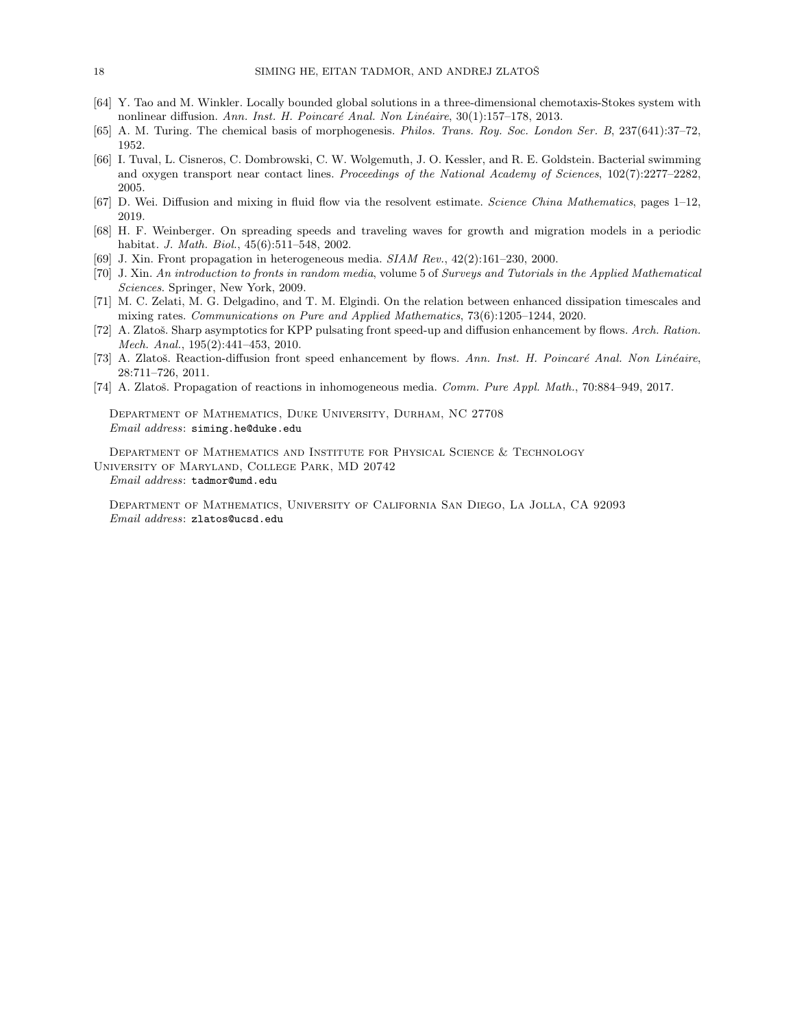[64] Y. Tao and M. Winkler. Locally bounded global solutions in a three-dimensional chemotaxis-Stokes system with nonlinear diffusion. *Ann. Inst. H. Poincaré Anal. Non Linéaire*, 30(1):157–178, 2013.

[65] A. M. Turing. The chemical basis of morphogenesis. *Philos. Trans. Roy. Soc. London Ser. B*, 237(641):37–72, 1952.

[66] I. Tuval, L. Cisneros, C. Dombrowski, C. W. Wolgemuth, J. O. Kessler, and R. E. Goldstein. Bacterial swimming and oxygen transport near contact lines. *Proceedings of the National Academy of Sciences*, 102(7):2277–2282, 2005.

[67] D. Wei. Diffusion and mixing in fluid flow via the resolvent estimate. *Science China Mathematics*, pages 1–12, 2019.

[68] H. F. Weinberger. On spreading speeds and traveling waves for growth and migration models in a periodic habitat. *J. Math. Biol.*, 45(6):511–548, 2002.

[69] J. Xin. Front propagation in heterogeneous media. *SIAM Rev.*, 42(2):161–230, 2000.

[70] J. Xin. *An introduction to fronts in random media*, volume 5 of *Surveys and Tutorials in the Applied Mathematical Sciences*. Springer, New York, 2009.

[71] M. C. Zelati, M. G. Delgadino, and T. M. Elgindi. On the relation between enhanced dissipation timescales and mixing rates. *Communications on Pure and Applied Mathematics*, 73(6):1205–1244, 2020.

[72] A. Zlatoš. Sharp asymptotics for KPP pulsating front speed-up and diffusion enhancement by flows. *Arch. Ration. Mech. Anal.*, 195(2):441–453, 2010.

[73] A. Zlatoš. Reaction-diffusion front speed enhancement by flows. *Ann. Inst. H. Poincaré Anal. Non Linéaire*, 28:711–726, 2011.

[74] A. Zlatoš. Propagation of reactions in inhomogeneous media. *Comm. Pure Appl. Math.*, 70:884–949, 2017.

Department of Mathematics, Duke University, Durham, NC 27708
*Email address*: siming.he@duke.edu

Department of Mathematics and Institute for Physical Science & Technology
University of Maryland, College Park, MD 20742
*Email address*: tadmor@umd.edu

Department of Mathematics, University of California San Diego, La Jolla, CA 92093
*Email address*: zlatos@ucsd.edu